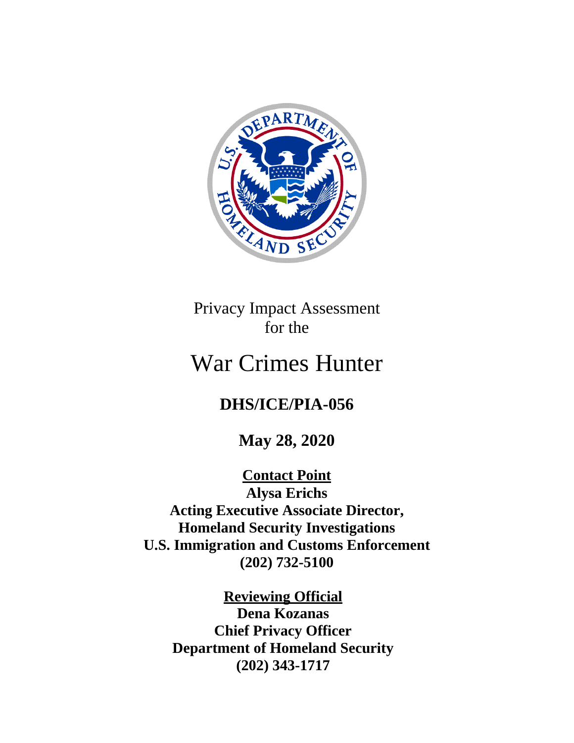Privacy Impact Assessment
for the

# War Crimes Hunter

## DHS/ICE/PIA-056

**May 28, 2020**

**Contact Point**
**Alysa Erichs**
**Acting Executive Associate Director,**
**Homeland Security Investigations**
**U.S. Immigration and Customs Enforcement**
**(202) 732-5100**

**Reviewing Official**
**Dena Kozanas**
**Chief Privacy Officer**
**Department of Homeland Security**
**(202) 343-1717**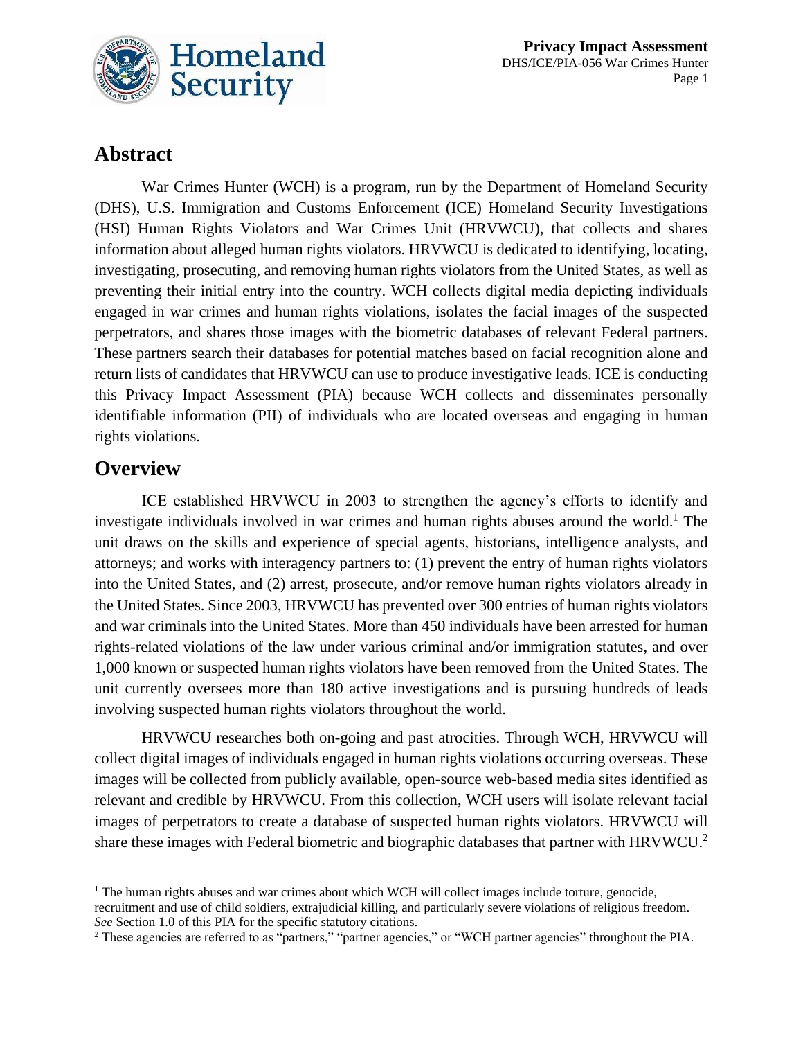## Abstract

War Crimes Hunter (WCH) is a program, run by the Department of Homeland Security (DHS), U.S. Immigration and Customs Enforcement (ICE) Homeland Security Investigations (HSI) Human Rights Violators and War Crimes Unit (HRVWCU), that collects and shares information about alleged human rights violators. HRVWCU is dedicated to identifying, locating, investigating, prosecuting, and removing human rights violators from the United States, as well as preventing their initial entry into the country. WCH collects digital media depicting individuals engaged in war crimes and human rights violations, isolates the facial images of the suspected perpetrators, and shares those images with the biometric databases of relevant Federal partners. These partners search their databases for potential matches based on facial recognition alone and return lists of candidates that HRVWCU can use to produce investigative leads. ICE is conducting this Privacy Impact Assessment (PIA) because WCH collects and disseminates personally identifiable information (PII) of individuals who are located overseas and engaging in human rights violations.

## Overview

ICE established HRVWCU in 2003 to strengthen the agency's efforts to identify and investigate individuals involved in war crimes and human rights abuses around the world.[1] The unit draws on the skills and experience of special agents, historians, intelligence analysts, and attorneys; and works with interagency partners to: (1) prevent the entry of human rights violators into the United States, and (2) arrest, prosecute, and/or remove human rights violators already in the United States. Since 2003, HRVWCU has prevented over 300 entries of human rights violators and war criminals into the United States. More than 450 individuals have been arrested for human rights-related violations of the law under various criminal and/or immigration statutes, and over 1,000 known or suspected human rights violators have been removed from the United States. The unit currently oversees more than 180 active investigations and is pursuing hundreds of leads involving suspected human rights violators throughout the world.

HRVWCU researches both on-going and past atrocities. Through WCH, HRVWCU will collect digital images of individuals engaged in human rights violations occurring overseas. These images will be collected from publicly available, open-source web-based media sites identified as relevant and credible by HRVWCU. From this collection, WCH users will isolate relevant facial images of perpetrators to create a database of suspected human rights violators. HRVWCU will share these images with Federal biometric and biographic databases that partner with HRVWCU.[2]

[1] The human rights abuses and war crimes about which WCH will collect images include torture, genocide, recruitment and use of child soldiers, extrajudicial killing, and particularly severe violations of religious freedom. *See* Section 1.0 of this PIA for the specific statutory citations.

[2] These agencies are referred to as "partners," "partner agencies," or "WCH partner agencies" throughout the PIA.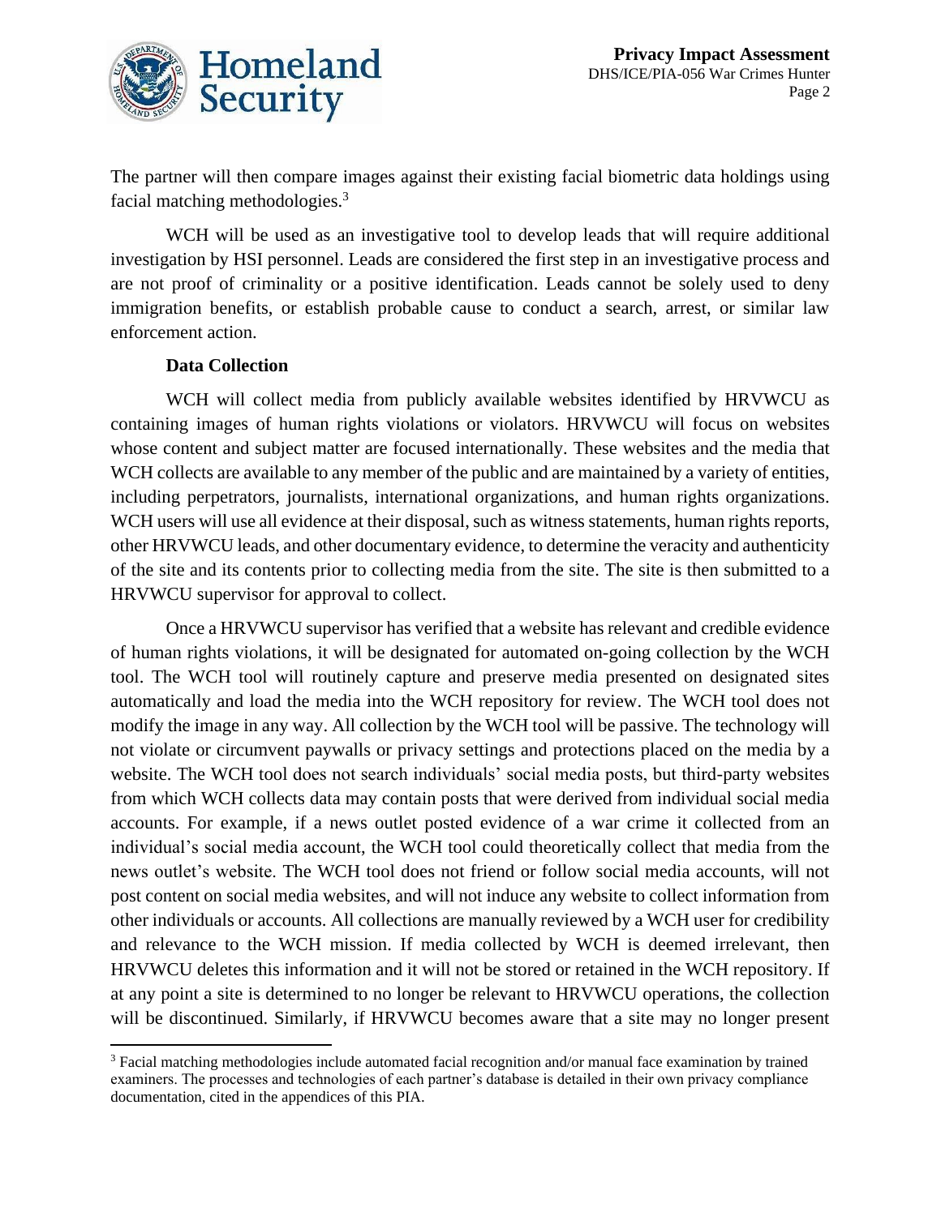The partner will then compare images against their existing facial biometric data holdings using facial matching methodologies.[3]

WCH will be used as an investigative tool to develop leads that will require additional investigation by HSI personnel. Leads are considered the first step in an investigative process and are not proof of criminality or a positive identification. Leads cannot be solely used to deny immigration benefits, or establish probable cause to conduct a search, arrest, or similar law enforcement action.

**Data Collection**

WCH will collect media from publicly available websites identified by HRVWCU as containing images of human rights violations or violators. HRVWCU will focus on websites whose content and subject matter are focused internationally. These websites and the media that WCH collects are available to any member of the public and are maintained by a variety of entities, including perpetrators, journalists, international organizations, and human rights organizations. WCH users will use all evidence at their disposal, such as witness statements, human rights reports, other HRVWCU leads, and other documentary evidence, to determine the veracity and authenticity of the site and its contents prior to collecting media from the site. The site is then submitted to a HRVWCU supervisor for approval to collect.

Once a HRVWCU supervisor has verified that a website has relevant and credible evidence of human rights violations, it will be designated for automated on-going collection by the WCH tool. The WCH tool will routinely capture and preserve media presented on designated sites automatically and load the media into the WCH repository for review. The WCH tool does not modify the image in any way. All collection by the WCH tool will be passive. The technology will not violate or circumvent paywalls or privacy settings and protections placed on the media by a website. The WCH tool does not search individuals' social media posts, but third-party websites from which WCH collects data may contain posts that were derived from individual social media accounts. For example, if a news outlet posted evidence of a war crime it collected from an individual's social media account, the WCH tool could theoretically collect that media from the news outlet's website. The WCH tool does not friend or follow social media accounts, will not post content on social media websites, and will not induce any website to collect information from other individuals or accounts. All collections are manually reviewed by a WCH user for credibility and relevance to the WCH mission. If media collected by WCH is deemed irrelevant, then HRVWCU deletes this information and it will not be stored or retained in the WCH repository. If at any point a site is determined to no longer be relevant to HRVWCU operations, the collection will be discontinued. Similarly, if HRVWCU becomes aware that a site may no longer present

[3] Facial matching methodologies include automated facial recognition and/or manual face examination by trained examiners. The processes and technologies of each partner's database is detailed in their own privacy compliance documentation, cited in the appendices of this PIA.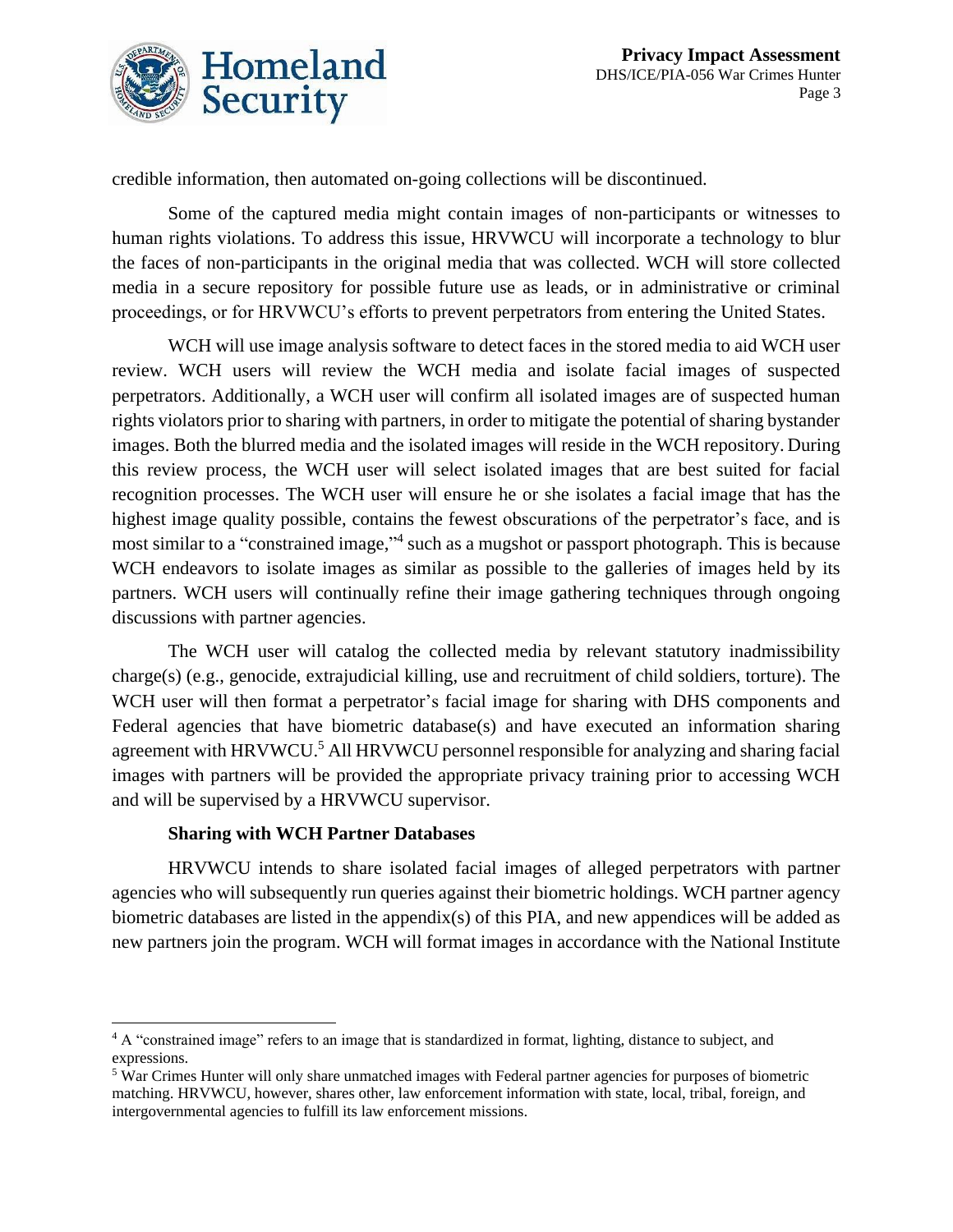credible information, then automated on-going collections will be discontinued.

Some of the captured media might contain images of non-participants or witnesses to human rights violations. To address this issue, HRVWCU will incorporate a technology to blur the faces of non-participants in the original media that was collected. WCH will store collected media in a secure repository for possible future use as leads, or in administrative or criminal proceedings, or for HRVWCU's efforts to prevent perpetrators from entering the United States.

WCH will use image analysis software to detect faces in the stored media to aid WCH user review. WCH users will review the WCH media and isolate facial images of suspected perpetrators. Additionally, a WCH user will confirm all isolated images are of suspected human rights violators prior to sharing with partners, in order to mitigate the potential of sharing bystander images. Both the blurred media and the isolated images will reside in the WCH repository. During this review process, the WCH user will select isolated images that are best suited for facial recognition processes. The WCH user will ensure he or she isolates a facial image that has the highest image quality possible, contains the fewest obscurations of the perpetrator's face, and is most similar to a "constrained image,"[4] such as a mugshot or passport photograph. This is because WCH endeavors to isolate images as similar as possible to the galleries of images held by its partners. WCH users will continually refine their image gathering techniques through ongoing discussions with partner agencies.

The WCH user will catalog the collected media by relevant statutory inadmissibility charge(s) (e.g., genocide, extrajudicial killing, use and recruitment of child soldiers, torture). The WCH user will then format a perpetrator's facial image for sharing with DHS components and Federal agencies that have biometric database(s) and have executed an information sharing agreement with HRVWCU.[5] All HRVWCU personnel responsible for analyzing and sharing facial images with partners will be provided the appropriate privacy training prior to accessing WCH and will be supervised by a HRVWCU supervisor.

**Sharing with WCH Partner Databases**

HRVWCU intends to share isolated facial images of alleged perpetrators with partner agencies who will subsequently run queries against their biometric holdings. WCH partner agency biometric databases are listed in the appendix(s) of this PIA, and new appendices will be added as new partners join the program. WCH will format images in accordance with the National Institute

---

[4] A "constrained image" refers to an image that is standardized in format, lighting, distance to subject, and expressions.

[5] War Crimes Hunter will only share unmatched images with Federal partner agencies for purposes of biometric matching. HRVWCU, however, shares other, law enforcement information with state, local, tribal, foreign, and intergovernmental agencies to fulfill its law enforcement missions.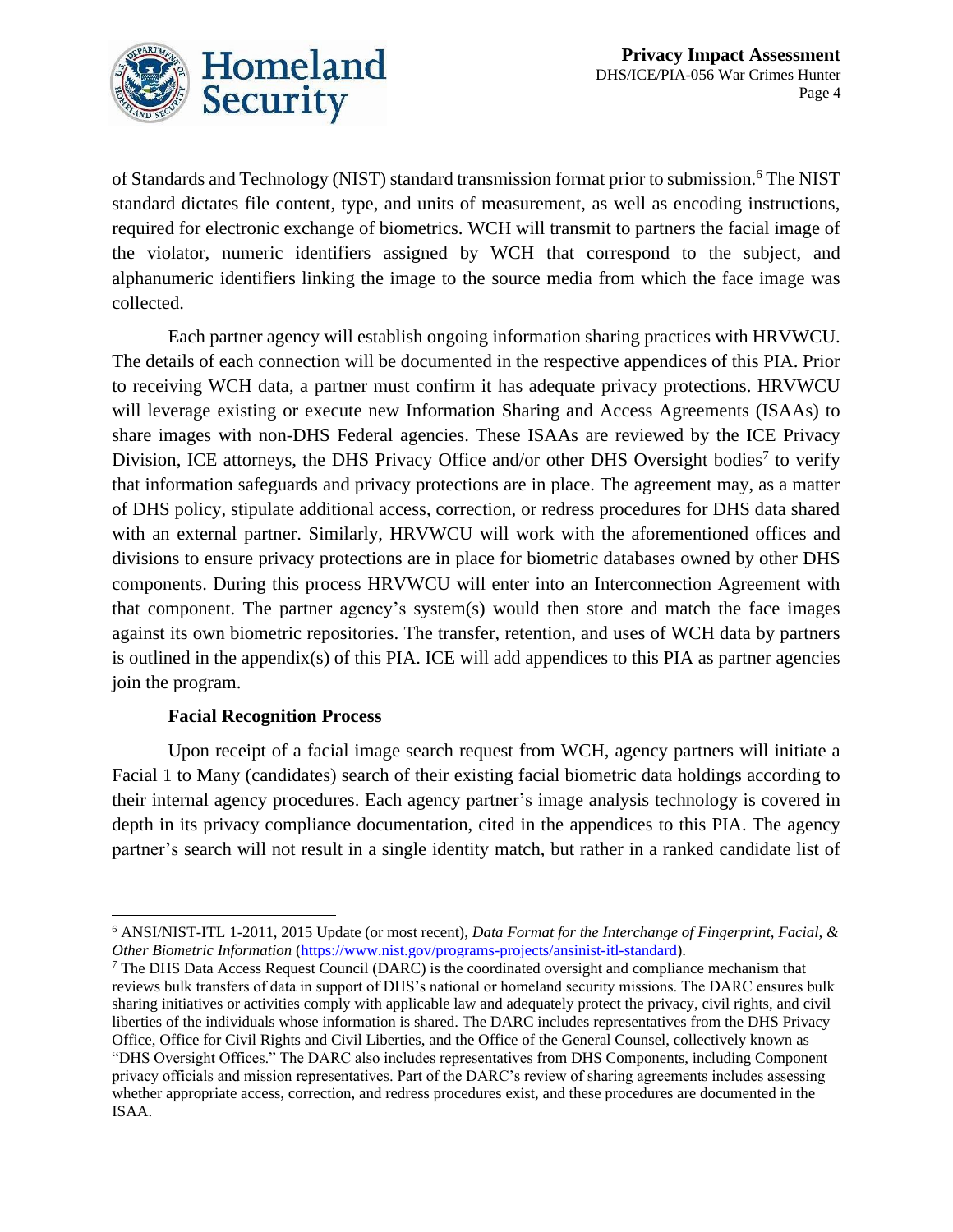of Standards and Technology (NIST) standard transmission format prior to submission.[6] The NIST standard dictates file content, type, and units of measurement, as well as encoding instructions, required for electronic exchange of biometrics. WCH will transmit to partners the facial image of the violator, numeric identifiers assigned by WCH that correspond to the subject, and alphanumeric identifiers linking the image to the source media from which the face image was collected.

Each partner agency will establish ongoing information sharing practices with HRVWCU. The details of each connection will be documented in the respective appendices of this PIA. Prior to receiving WCH data, a partner must confirm it has adequate privacy protections. HRVWCU will leverage existing or execute new Information Sharing and Access Agreements (ISAAs) to share images with non-DHS Federal agencies. These ISAAs are reviewed by the ICE Privacy Division, ICE attorneys, the DHS Privacy Office and/or other DHS Oversight bodies[7] to verify that information safeguards and privacy protections are in place. The agreement may, as a matter of DHS policy, stipulate additional access, correction, or redress procedures for DHS data shared with an external partner. Similarly, HRVWCU will work with the aforementioned offices and divisions to ensure privacy protections are in place for biometric databases owned by other DHS components. During this process HRVWCU will enter into an Interconnection Agreement with that component. The partner agency's system(s) would then store and match the face images against its own biometric repositories. The transfer, retention, and uses of WCH data by partners is outlined in the appendix(s) of this PIA. ICE will add appendices to this PIA as partner agencies join the program.

**Facial Recognition Process**

Upon receipt of a facial image search request from WCH, agency partners will initiate a Facial 1 to Many (candidates) search of their existing facial biometric data holdings according to their internal agency procedures. Each agency partner's image analysis technology is covered in depth in its privacy compliance documentation, cited in the appendices to this PIA. The agency partner's search will not result in a single identity match, but rather in a ranked candidate list of

---

[6] ANSI/NIST-ITL 1-2011, 2015 Update (or most recent), *Data Format for the Interchange of Fingerprint, Facial, & Other Biometric Information* (https://www.nist.gov/programs-projects/ansinist-itl-standard).

[7] The DHS Data Access Request Council (DARC) is the coordinated oversight and compliance mechanism that reviews bulk transfers of data in support of DHS's national or homeland security missions. The DARC ensures bulk sharing initiatives or activities comply with applicable law and adequately protect the privacy, civil rights, and civil liberties of the individuals whose information is shared. The DARC includes representatives from the DHS Privacy Office, Office for Civil Rights and Civil Liberties, and the Office of the General Counsel, collectively known as "DHS Oversight Offices." The DARC also includes representatives from DHS Components, including Component privacy officials and mission representatives. Part of the DARC's review of sharing agreements includes assessing whether appropriate access, correction, and redress procedures exist, and these procedures are documented in the ISAA.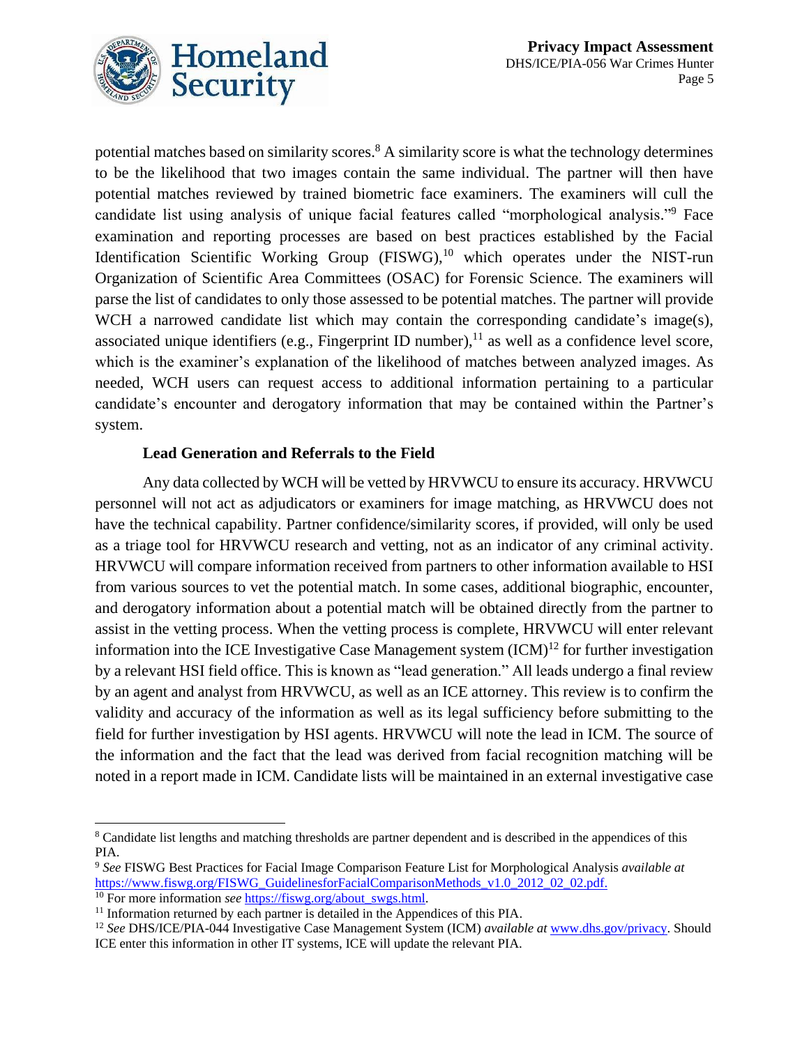potential matches based on similarity scores.[8] A similarity score is what the technology determines to be the likelihood that two images contain the same individual. The partner will then have potential matches reviewed by trained biometric face examiners. The examiners will cull the candidate list using analysis of unique facial features called "morphological analysis."[9] Face examination and reporting processes are based on best practices established by the Facial Identification Scientific Working Group (FISWG),[10] which operates under the NIST-run Organization of Scientific Area Committees (OSAC) for Forensic Science. The examiners will parse the list of candidates to only those assessed to be potential matches. The partner will provide WCH a narrowed candidate list which may contain the corresponding candidate's image(s), associated unique identifiers (e.g., Fingerprint ID number),[11] as well as a confidence level score, which is the examiner's explanation of the likelihood of matches between analyzed images. As needed, WCH users can request access to additional information pertaining to a particular candidate's encounter and derogatory information that may be contained within the Partner's system.

**Lead Generation and Referrals to the Field**

Any data collected by WCH will be vetted by HRVWCU to ensure its accuracy. HRVWCU personnel will not act as adjudicators or examiners for image matching, as HRVWCU does not have the technical capability. Partner confidence/similarity scores, if provided, will only be used as a triage tool for HRVWCU research and vetting, not as an indicator of any criminal activity. HRVWCU will compare information received from partners to other information available to HSI from various sources to vet the potential match. In some cases, additional biographic, encounter, and derogatory information about a potential match will be obtained directly from the partner to assist in the vetting process. When the vetting process is complete, HRVWCU will enter relevant information into the ICE Investigative Case Management system (ICM)[12] for further investigation by a relevant HSI field office. This is known as "lead generation." All leads undergo a final review by an agent and analyst from HRVWCU, as well as an ICE attorney. This review is to confirm the validity and accuracy of the information as well as its legal sufficiency before submitting to the field for further investigation by HSI agents. HRVWCU will note the lead in ICM. The source of the information and the fact that the lead was derived from facial recognition matching will be noted in a report made in ICM. Candidate lists will be maintained in an external investigative case

---

[8] Candidate list lengths and matching thresholds are partner dependent and is described in the appendices of this PIA.

[9] *See* FISWG Best Practices for Facial Image Comparison Feature List for Morphological Analysis *available at* https://www.fiswg.org/FISWG_GuidelinesforFacialComparisonMethods_v1.0_2012_02_02.pdf.

[10] For more information *see* https://fiswg.org/about_swgs.html.

[11] Information returned by each partner is detailed in the Appendices of this PIA.

[12] *See* DHS/ICE/PIA-044 Investigative Case Management System (ICM) *available at* www.dhs.gov/privacy. Should ICE enter this information in other IT systems, ICE will update the relevant PIA.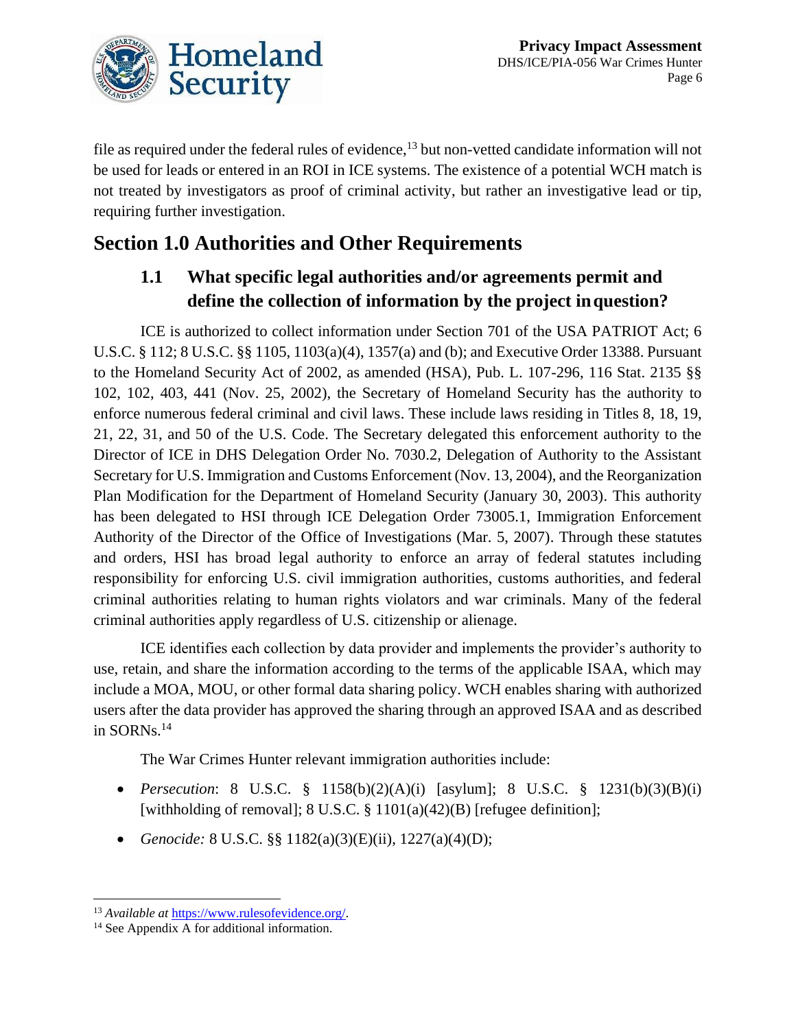file as required under the federal rules of evidence,[13] but non-vetted candidate information will not be used for leads or entered in an ROI in ICE systems. The existence of a potential WCH match is not treated by investigators as proof of criminal activity, but rather an investigative lead or tip, requiring further investigation.

## Section 1.0 Authorities and Other Requirements

### 1.1 What specific legal authorities and/or agreements permit and define the collection of information by the project in question?

ICE is authorized to collect information under Section 701 of the USA PATRIOT Act; 6 U.S.C. § 112; 8 U.S.C. §§ 1105, 1103(a)(4), 1357(a) and (b); and Executive Order 13388. Pursuant to the Homeland Security Act of 2002, as amended (HSA), Pub. L. 107-296, 116 Stat. 2135 §§ 102, 102, 403, 441 (Nov. 25, 2002), the Secretary of Homeland Security has the authority to enforce numerous federal criminal and civil laws. These include laws residing in Titles 8, 18, 19, 21, 22, 31, and 50 of the U.S. Code. The Secretary delegated this enforcement authority to the Director of ICE in DHS Delegation Order No. 7030.2, Delegation of Authority to the Assistant Secretary for U.S. Immigration and Customs Enforcement (Nov. 13, 2004), and the Reorganization Plan Modification for the Department of Homeland Security (January 30, 2003). This authority has been delegated to HSI through ICE Delegation Order 73005.1, Immigration Enforcement Authority of the Director of the Office of Investigations (Mar. 5, 2007). Through these statutes and orders, HSI has broad legal authority to enforce an array of federal statutes including responsibility for enforcing U.S. civil immigration authorities, customs authorities, and federal criminal authorities relating to human rights violators and war criminals. Many of the federal criminal authorities apply regardless of U.S. citizenship or alienage.

ICE identifies each collection by data provider and implements the provider's authority to use, retain, and share the information according to the terms of the applicable ISAA, which may include a MOA, MOU, or other formal data sharing policy. WCH enables sharing with authorized users after the data provider has approved the sharing through an approved ISAA and as described in SORNs.[14]

The War Crimes Hunter relevant immigration authorities include:

- *Persecution*: 8 U.S.C. § 1158(b)(2)(A)(i) [asylum]; 8 U.S.C. § 1231(b)(3)(B)(i) [withholding of removal]; 8 U.S.C. § 1101(a)(42)(B) [refugee definition];
- *Genocide:* 8 U.S.C. §§ 1182(a)(3)(E)(ii), 1227(a)(4)(D);

---

[13] *Available at* https://www.rulesofevidence.org/.

[14] See Appendix A for additional information.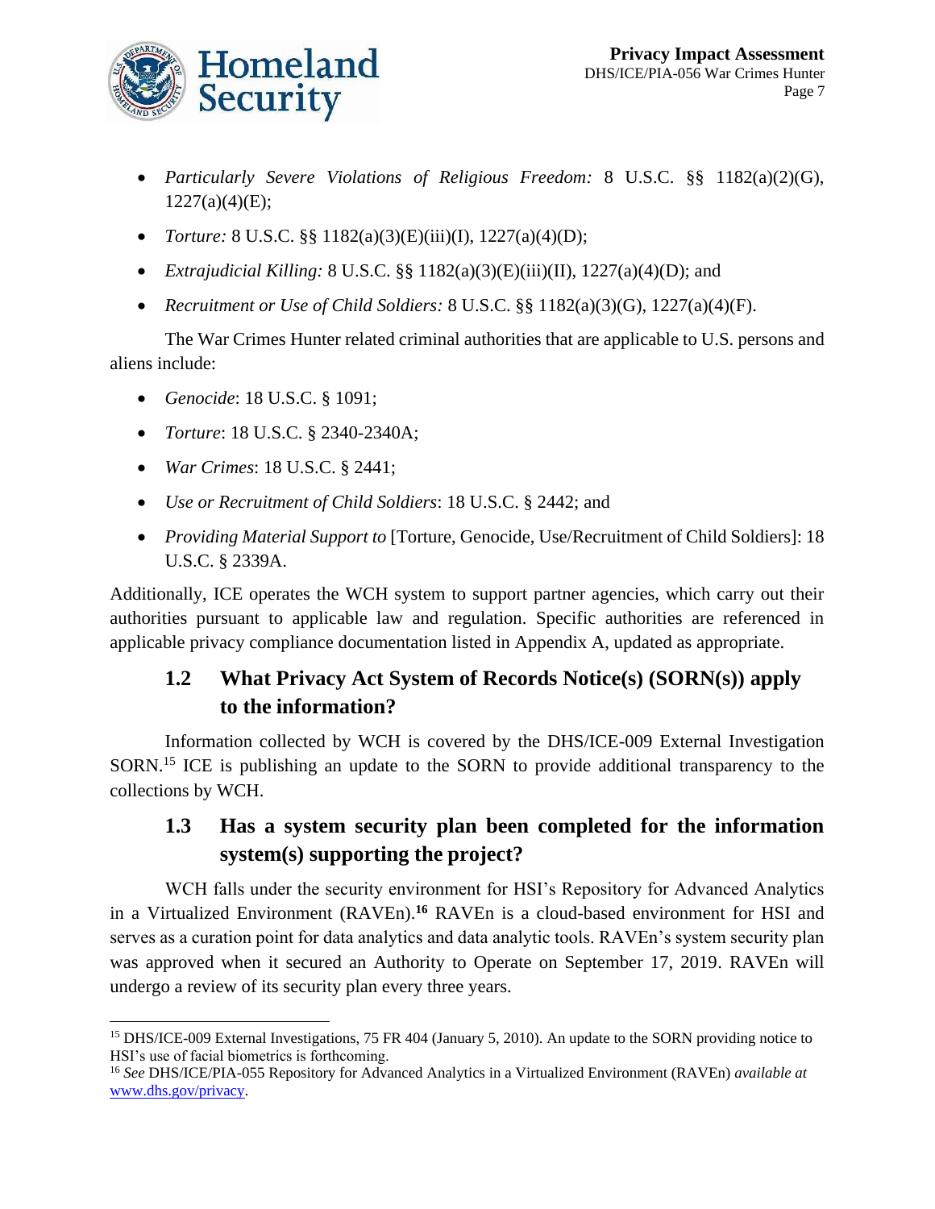- *Particularly Severe Violations of Religious Freedom:* 8 U.S.C. §§ 1182(a)(2)(G), 1227(a)(4)(E);
- *Torture:* 8 U.S.C. §§ 1182(a)(3)(E)(iii)(I), 1227(a)(4)(D);
- *Extrajudicial Killing:* 8 U.S.C. §§ 1182(a)(3)(E)(iii)(II), 1227(a)(4)(D); and
- *Recruitment or Use of Child Soldiers:* 8 U.S.C. §§ 1182(a)(3)(G), 1227(a)(4)(F).

The War Crimes Hunter related criminal authorities that are applicable to U.S. persons and aliens include:

- *Genocide*: 18 U.S.C. § 1091;
- *Torture*: 18 U.S.C. § 2340-2340A;
- *War Crimes*: 18 U.S.C. § 2441;
- *Use or Recruitment of Child Soldiers*: 18 U.S.C. § 2442; and
- *Providing Material Support to* [Torture, Genocide, Use/Recruitment of Child Soldiers]: 18 U.S.C. § 2339A.

Additionally, ICE operates the WCH system to support partner agencies, which carry out their authorities pursuant to applicable law and regulation. Specific authorities are referenced in applicable privacy compliance documentation listed in Appendix A, updated as appropriate.

### 1.2 What Privacy Act System of Records Notice(s) (SORN(s)) apply to the information?

Information collected by WCH is covered by the DHS/ICE-009 External Investigation SORN.[15] ICE is publishing an update to the SORN to provide additional transparency to the collections by WCH.

### 1.3 Has a system security plan been completed for the information system(s) supporting the project?

WCH falls under the security environment for HSI's Repository for Advanced Analytics in a Virtualized Environment (RAVEn).[16] RAVEn is a cloud-based environment for HSI and serves as a curation point for data analytics and data analytic tools. RAVEn's system security plan was approved when it secured an Authority to Operate on September 17, 2019. RAVEn will undergo a review of its security plan every three years.

---

[15] DHS/ICE-009 External Investigations, 75 FR 404 (January 5, 2010). An update to the SORN providing notice to HSI's use of facial biometrics is forthcoming.

[16] *See* DHS/ICE/PIA-055 Repository for Advanced Analytics in a Virtualized Environment (RAVEn) *available at* www.dhs.gov/privacy.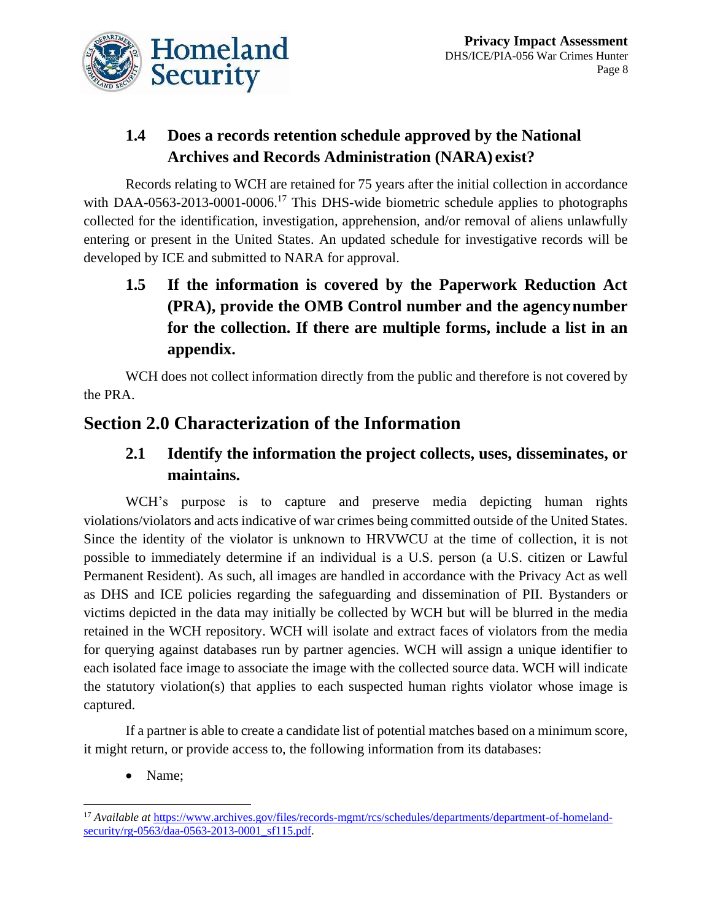### 1.4 Does a records retention schedule approved by the National Archives and Records Administration (NARA) exist?

Records relating to WCH are retained for 75 years after the initial collection in accordance with DAA-0563-2013-0001-0006.[17] This DHS-wide biometric schedule applies to photographs collected for the identification, investigation, apprehension, and/or removal of aliens unlawfully entering or present in the United States. An updated schedule for investigative records will be developed by ICE and submitted to NARA for approval.

### 1.5 If the information is covered by the Paperwork Reduction Act (PRA), provide the OMB Control number and the agency number for the collection. If there are multiple forms, include a list in an appendix.

WCH does not collect information directly from the public and therefore is not covered by the PRA.

## Section 2.0 Characterization of the Information

### 2.1 Identify the information the project collects, uses, disseminates, or maintains.

WCH's purpose is to capture and preserve media depicting human rights violations/violators and acts indicative of war crimes being committed outside of the United States. Since the identity of the violator is unknown to HRVWCU at the time of collection, it is not possible to immediately determine if an individual is a U.S. person (a U.S. citizen or Lawful Permanent Resident). As such, all images are handled in accordance with the Privacy Act as well as DHS and ICE policies regarding the safeguarding and dissemination of PII. Bystanders or victims depicted in the data may initially be collected by WCH but will be blurred in the media retained in the WCH repository. WCH will isolate and extract faces of violators from the media for querying against databases run by partner agencies. WCH will assign a unique identifier to each isolated face image to associate the image with the collected source data. WCH will indicate the statutory violation(s) that applies to each suspected human rights violator whose image is captured.

If a partner is able to create a candidate list of potential matches based on a minimum score, it might return, or provide access to, the following information from its databases:

- Name;

---

[17] *Available at* https://www.archives.gov/files/records-mgmt/rcs/schedules/departments/department-of-homeland-security/rg-0563/daa-0563-2013-0001_sf115.pdf.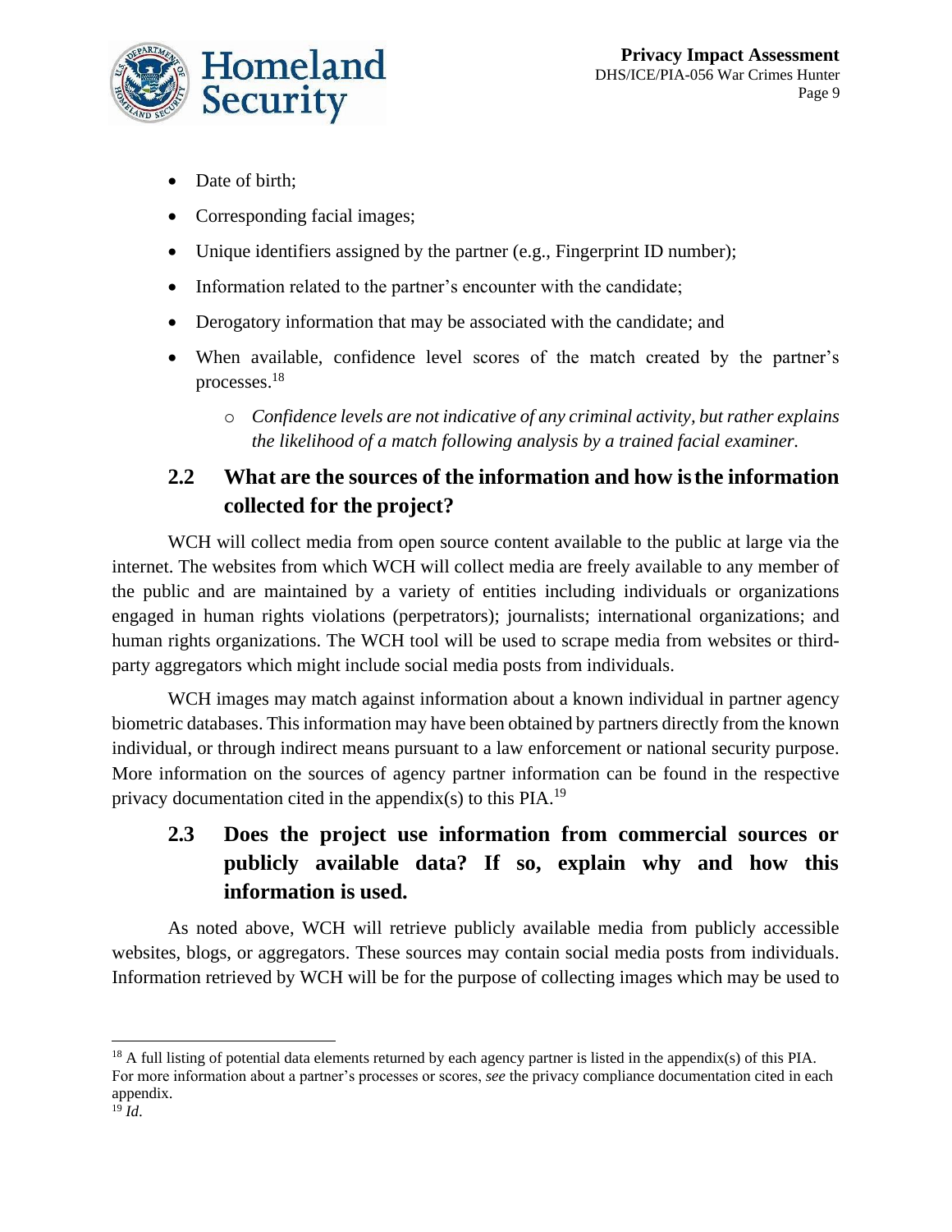- Date of birth;
- Corresponding facial images;
- Unique identifiers assigned by the partner (e.g., Fingerprint ID number);
- Information related to the partner's encounter with the candidate;
- Derogatory information that may be associated with the candidate; and
- When available, confidence level scores of the match created by the partner's processes.[18]
  - *Confidence levels are not indicative of any criminal activity, but rather explains the likelihood of a match following analysis by a trained facial examiner.*

## 2.2 What are the sources of the information and how is the information collected for the project?

WCH will collect media from open source content available to the public at large via the internet. The websites from which WCH will collect media are freely available to any member of the public and are maintained by a variety of entities including individuals or organizations engaged in human rights violations (perpetrators); journalists; international organizations; and human rights organizations. The WCH tool will be used to scrape media from websites or third-party aggregators which might include social media posts from individuals.

WCH images may match against information about a known individual in partner agency biometric databases. This information may have been obtained by partners directly from the known individual, or through indirect means pursuant to a law enforcement or national security purpose. More information on the sources of agency partner information can be found in the respective privacy documentation cited in the appendix(s) to this PIA.[19]

## 2.3 Does the project use information from commercial sources or publicly available data? If so, explain why and how this information is used.

As noted above, WCH will retrieve publicly available media from publicly accessible websites, blogs, or aggregators. These sources may contain social media posts from individuals. Information retrieved by WCH will be for the purpose of collecting images which may be used to

---

[18] A full listing of potential data elements returned by each agency partner is listed in the appendix(s) of this PIA. For more information about a partner's processes or scores, *see* the privacy compliance documentation cited in each appendix.

[19] *Id*.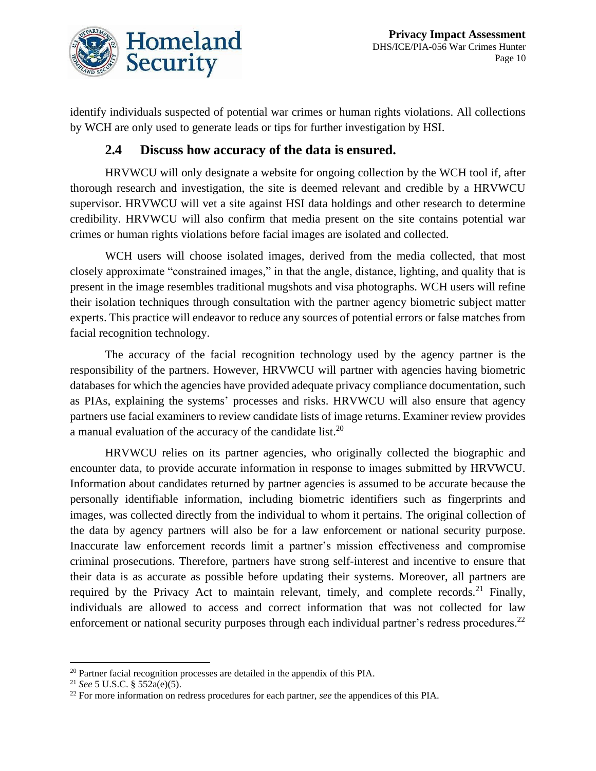identify individuals suspected of potential war crimes or human rights violations. All collections by WCH are only used to generate leads or tips for further investigation by HSI.

## 2.4 Discuss how accuracy of the data is ensured.

HRVWCU will only designate a website for ongoing collection by the WCH tool if, after thorough research and investigation, the site is deemed relevant and credible by a HRVWCU supervisor. HRVWCU will vet a site against HSI data holdings and other research to determine credibility. HRVWCU will also confirm that media present on the site contains potential war crimes or human rights violations before facial images are isolated and collected.

WCH users will choose isolated images, derived from the media collected, that most closely approximate "constrained images," in that the angle, distance, lighting, and quality that is present in the image resembles traditional mugshots and visa photographs. WCH users will refine their isolation techniques through consultation with the partner agency biometric subject matter experts. This practice will endeavor to reduce any sources of potential errors or false matches from facial recognition technology.

The accuracy of the facial recognition technology used by the agency partner is the responsibility of the partners. However, HRVWCU will partner with agencies having biometric databases for which the agencies have provided adequate privacy compliance documentation, such as PIAs, explaining the systems' processes and risks. HRVWCU will also ensure that agency partners use facial examiners to review candidate lists of image returns. Examiner review provides a manual evaluation of the accuracy of the candidate list.[20]

HRVWCU relies on its partner agencies, who originally collected the biographic and encounter data, to provide accurate information in response to images submitted by HRVWCU. Information about candidates returned by partner agencies is assumed to be accurate because the personally identifiable information, including biometric identifiers such as fingerprints and images, was collected directly from the individual to whom it pertains. The original collection of the data by agency partners will also be for a law enforcement or national security purpose. Inaccurate law enforcement records limit a partner's mission effectiveness and compromise criminal prosecutions. Therefore, partners have strong self-interest and incentive to ensure that their data is as accurate as possible before updating their systems. Moreover, all partners are required by the Privacy Act to maintain relevant, timely, and complete records.[21] Finally, individuals are allowed to access and correct information that was not collected for law enforcement or national security purposes through each individual partner's redress procedures.[22]

---

[20] Partner facial recognition processes are detailed in the appendix of this PIA.

[21] *See* 5 U.S.C. § 552a(e)(5).

[22] For more information on redress procedures for each partner, *see* the appendices of this PIA.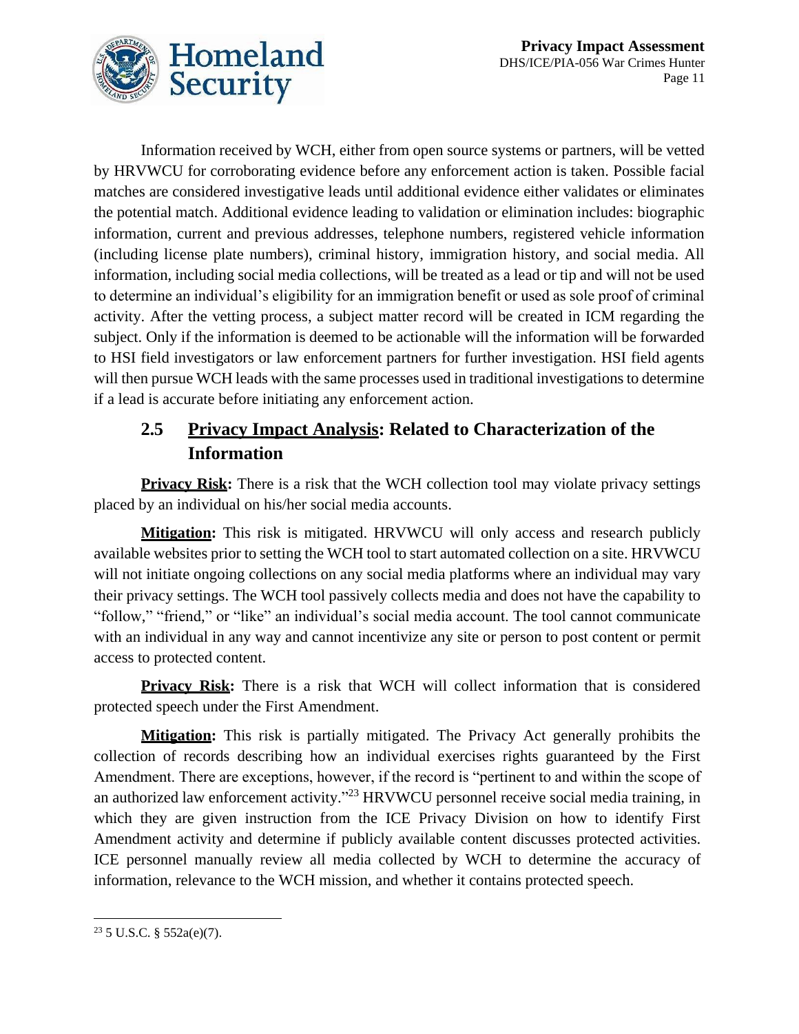Information received by WCH, either from open source systems or partners, will be vetted by HRVWCU for corroborating evidence before any enforcement action is taken. Possible facial matches are considered investigative leads until additional evidence either validates or eliminates the potential match. Additional evidence leading to validation or elimination includes: biographic information, current and previous addresses, telephone numbers, registered vehicle information (including license plate numbers), criminal history, immigration history, and social media. All information, including social media collections, will be treated as a lead or tip and will not be used to determine an individual's eligibility for an immigration benefit or used as sole proof of criminal activity. After the vetting process, a subject matter record will be created in ICM regarding the subject. Only if the information is deemed to be actionable will the information will be forwarded to HSI field investigators or law enforcement partners for further investigation. HSI field agents will then pursue WCH leads with the same processes used in traditional investigations to determine if a lead is accurate before initiating any enforcement action.

## 2.5 Privacy Impact Analysis: Related to Characterization of the Information

**Privacy Risk:** There is a risk that the WCH collection tool may violate privacy settings placed by an individual on his/her social media accounts.

**Mitigation:** This risk is mitigated. HRVWCU will only access and research publicly available websites prior to setting the WCH tool to start automated collection on a site. HRVWCU will not initiate ongoing collections on any social media platforms where an individual may vary their privacy settings. The WCH tool passively collects media and does not have the capability to "follow," "friend," or "like" an individual's social media account. The tool cannot communicate with an individual in any way and cannot incentivize any site or person to post content or permit access to protected content.

**Privacy Risk:** There is a risk that WCH will collect information that is considered protected speech under the First Amendment.

**Mitigation:** This risk is partially mitigated. The Privacy Act generally prohibits the collection of records describing how an individual exercises rights guaranteed by the First Amendment. There are exceptions, however, if the record is "pertinent to and within the scope of an authorized law enforcement activity."[23] HRVWCU personnel receive social media training, in which they are given instruction from the ICE Privacy Division on how to identify First Amendment activity and determine if publicly available content discusses protected activities. ICE personnel manually review all media collected by WCH to determine the accuracy of information, relevance to the WCH mission, and whether it contains protected speech.

---

[23] 5 U.S.C. § 552a(e)(7).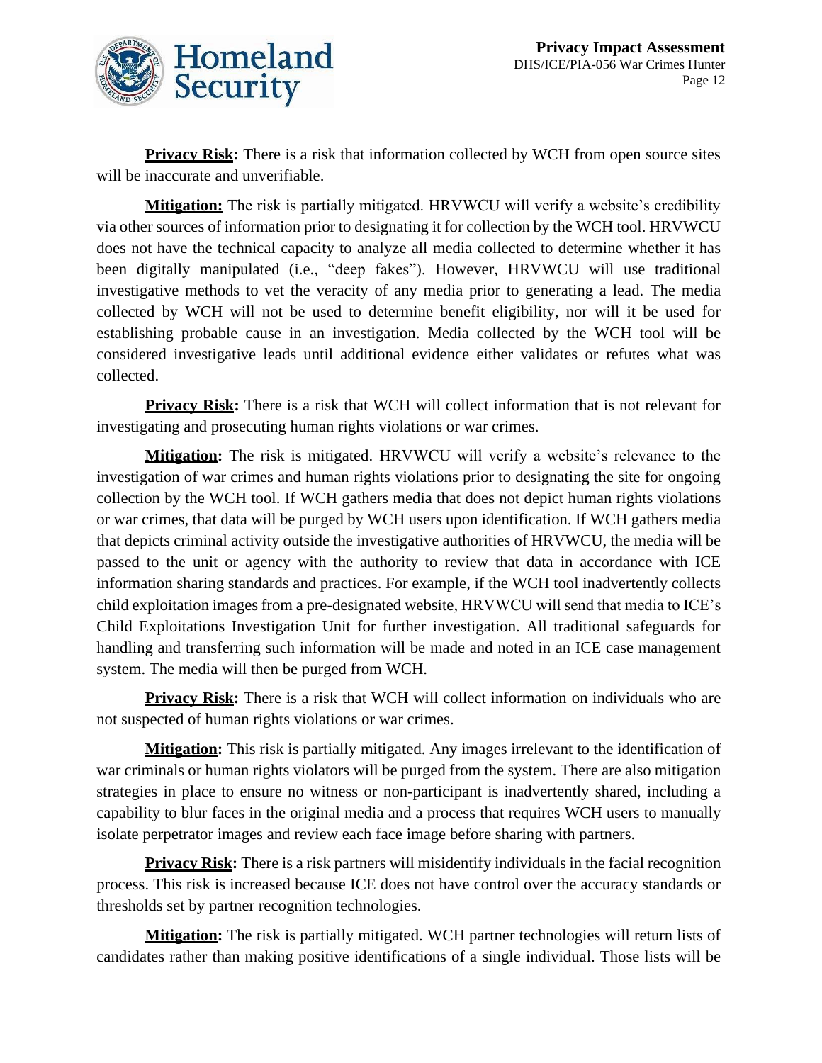**Privacy Risk:** There is a risk that information collected by WCH from open source sites will be inaccurate and unverifiable.

**Mitigation:** The risk is partially mitigated. HRVWCU will verify a website's credibility via other sources of information prior to designating it for collection by the WCH tool. HRVWCU does not have the technical capacity to analyze all media collected to determine whether it has been digitally manipulated (i.e., "deep fakes"). However, HRVWCU will use traditional investigative methods to vet the veracity of any media prior to generating a lead. The media collected by WCH will not be used to determine benefit eligibility, nor will it be used for establishing probable cause in an investigation. Media collected by the WCH tool will be considered investigative leads until additional evidence either validates or refutes what was collected.

**Privacy Risk:** There is a risk that WCH will collect information that is not relevant for investigating and prosecuting human rights violations or war crimes.

**Mitigation:** The risk is mitigated. HRVWCU will verify a website's relevance to the investigation of war crimes and human rights violations prior to designating the site for ongoing collection by the WCH tool. If WCH gathers media that does not depict human rights violations or war crimes, that data will be purged by WCH users upon identification. If WCH gathers media that depicts criminal activity outside the investigative authorities of HRVWCU, the media will be passed to the unit or agency with the authority to review that data in accordance with ICE information sharing standards and practices. For example, if the WCH tool inadvertently collects child exploitation images from a pre-designated website, HRVWCU will send that media to ICE's Child Exploitations Investigation Unit for further investigation. All traditional safeguards for handling and transferring such information will be made and noted in an ICE case management system. The media will then be purged from WCH.

**Privacy Risk:** There is a risk that WCH will collect information on individuals who are not suspected of human rights violations or war crimes.

**Mitigation:** This risk is partially mitigated. Any images irrelevant to the identification of war criminals or human rights violators will be purged from the system. There are also mitigation strategies in place to ensure no witness or non-participant is inadvertently shared, including a capability to blur faces in the original media and a process that requires WCH users to manually isolate perpetrator images and review each face image before sharing with partners.

**Privacy Risk:** There is a risk partners will misidentify individuals in the facial recognition process. This risk is increased because ICE does not have control over the accuracy standards or thresholds set by partner recognition technologies.

**Mitigation:** The risk is partially mitigated. WCH partner technologies will return lists of candidates rather than making positive identifications of a single individual. Those lists will be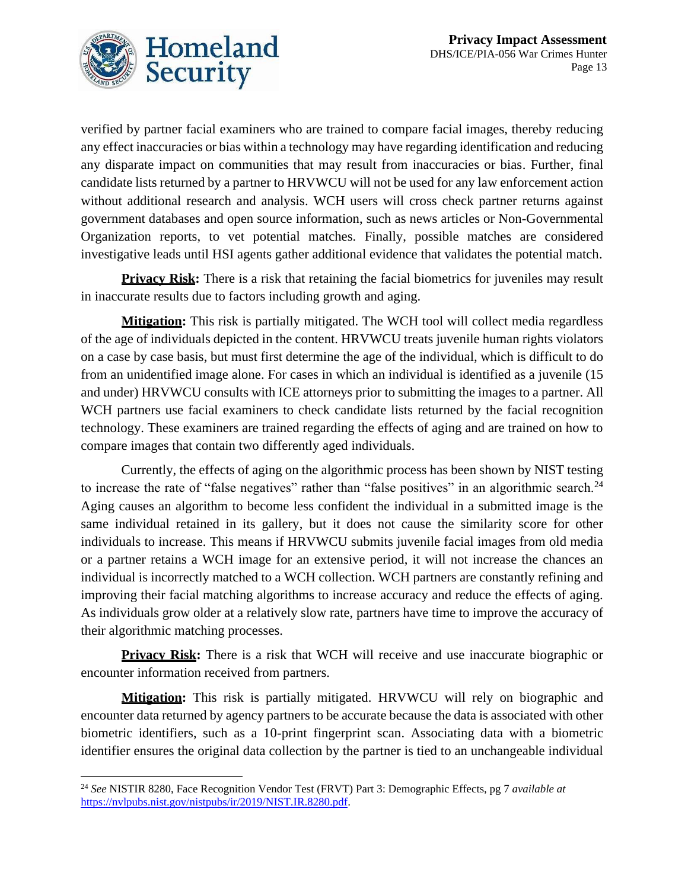verified by partner facial examiners who are trained to compare facial images, thereby reducing any effect inaccuracies or bias within a technology may have regarding identification and reducing any disparate impact on communities that may result from inaccuracies or bias. Further, final candidate lists returned by a partner to HRVWCU will not be used for any law enforcement action without additional research and analysis. WCH users will cross check partner returns against government databases and open source information, such as news articles or Non-Governmental Organization reports, to vet potential matches. Finally, possible matches are considered investigative leads until HSI agents gather additional evidence that validates the potential match.

**Privacy Risk:** There is a risk that retaining the facial biometrics for juveniles may result in inaccurate results due to factors including growth and aging.

**Mitigation:** This risk is partially mitigated. The WCH tool will collect media regardless of the age of individuals depicted in the content. HRVWCU treats juvenile human rights violators on a case by case basis, but must first determine the age of the individual, which is difficult to do from an unidentified image alone. For cases in which an individual is identified as a juvenile (15 and under) HRVWCU consults with ICE attorneys prior to submitting the images to a partner. All WCH partners use facial examiners to check candidate lists returned by the facial recognition technology. These examiners are trained regarding the effects of aging and are trained on how to compare images that contain two differently aged individuals.

Currently, the effects of aging on the algorithmic process has been shown by NIST testing to increase the rate of "false negatives" rather than "false positives" in an algorithmic search.[24] Aging causes an algorithm to become less confident the individual in a submitted image is the same individual retained in its gallery, but it does not cause the similarity score for other individuals to increase. This means if HRVWCU submits juvenile facial images from old media or a partner retains a WCH image for an extensive period, it will not increase the chances an individual is incorrectly matched to a WCH collection. WCH partners are constantly refining and improving their facial matching algorithms to increase accuracy and reduce the effects of aging. As individuals grow older at a relatively slow rate, partners have time to improve the accuracy of their algorithmic matching processes.

**Privacy Risk:** There is a risk that WCH will receive and use inaccurate biographic or encounter information received from partners.

**Mitigation:** This risk is partially mitigated. HRVWCU will rely on biographic and encounter data returned by agency partners to be accurate because the data is associated with other biometric identifiers, such as a 10-print fingerprint scan. Associating data with a biometric identifier ensures the original data collection by the partner is tied to an unchangeable individual

---

[24] *See* NISTIR 8280, Face Recognition Vendor Test (FRVT) Part 3: Demographic Effects, pg 7 *available at* https://nvlpubs.nist.gov/nistpubs/ir/2019/NIST.IR.8280.pdf.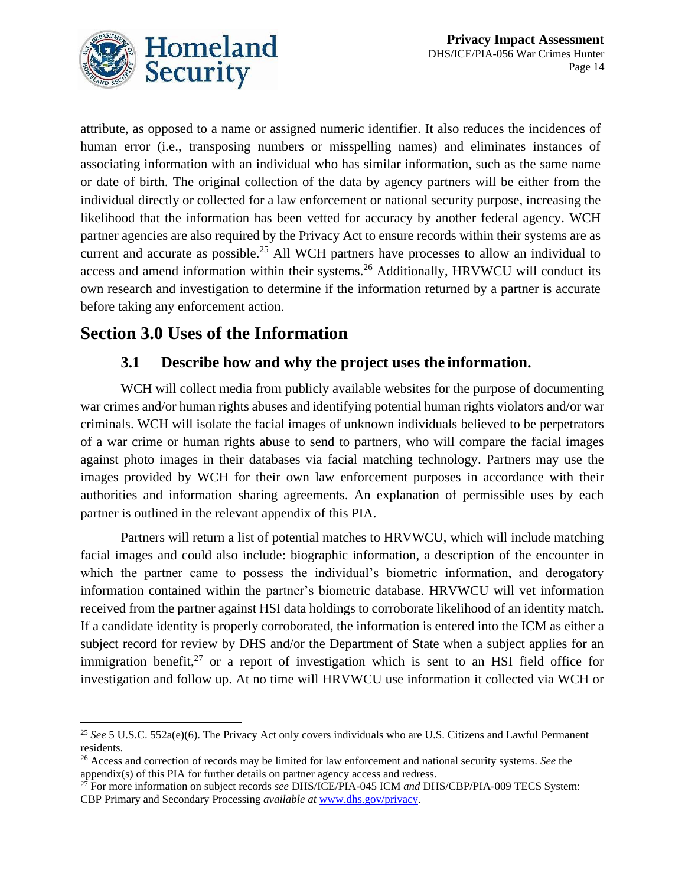attribute, as opposed to a name or assigned numeric identifier. It also reduces the incidences of human error (i.e., transposing numbers or misspelling names) and eliminates instances of associating information with an individual who has similar information, such as the same name or date of birth. The original collection of the data by agency partners will be either from the individual directly or collected for a law enforcement or national security purpose, increasing the likelihood that the information has been vetted for accuracy by another federal agency. WCH partner agencies are also required by the Privacy Act to ensure records within their systems are as current and accurate as possible.[25] All WCH partners have processes to allow an individual to access and amend information within their systems.[26] Additionally, HRVWCU will conduct its own research and investigation to determine if the information returned by a partner is accurate before taking any enforcement action.

## Section 3.0 Uses of the Information

### 3.1 Describe how and why the project uses the information.

WCH will collect media from publicly available websites for the purpose of documenting war crimes and/or human rights abuses and identifying potential human rights violators and/or war criminals. WCH will isolate the facial images of unknown individuals believed to be perpetrators of a war crime or human rights abuse to send to partners, who will compare the facial images against photo images in their databases via facial matching technology. Partners may use the images provided by WCH for their own law enforcement purposes in accordance with their authorities and information sharing agreements. An explanation of permissible uses by each partner is outlined in the relevant appendix of this PIA.

Partners will return a list of potential matches to HRVWCU, which will include matching facial images and could also include: biographic information, a description of the encounter in which the partner came to possess the individual's biometric information, and derogatory information contained within the partner's biometric database. HRVWCU will vet information received from the partner against HSI data holdings to corroborate likelihood of an identity match. If a candidate identity is properly corroborated, the information is entered into the ICM as either a subject record for review by DHS and/or the Department of State when a subject applies for an immigration benefit,[27] or a report of investigation which is sent to an HSI field office for investigation and follow up. At no time will HRVWCU use information it collected via WCH or

---

[25] *See* 5 U.S.C. 552a(e)(6). The Privacy Act only covers individuals who are U.S. Citizens and Lawful Permanent residents.

[26] Access and correction of records may be limited for law enforcement and national security systems. *See* the appendix(s) of this PIA for further details on partner agency access and redress.

[27] For more information on subject records *see* DHS/ICE/PIA-045 ICM *and* DHS/CBP/PIA-009 TECS System: CBP Primary and Secondary Processing *available at* www.dhs.gov/privacy.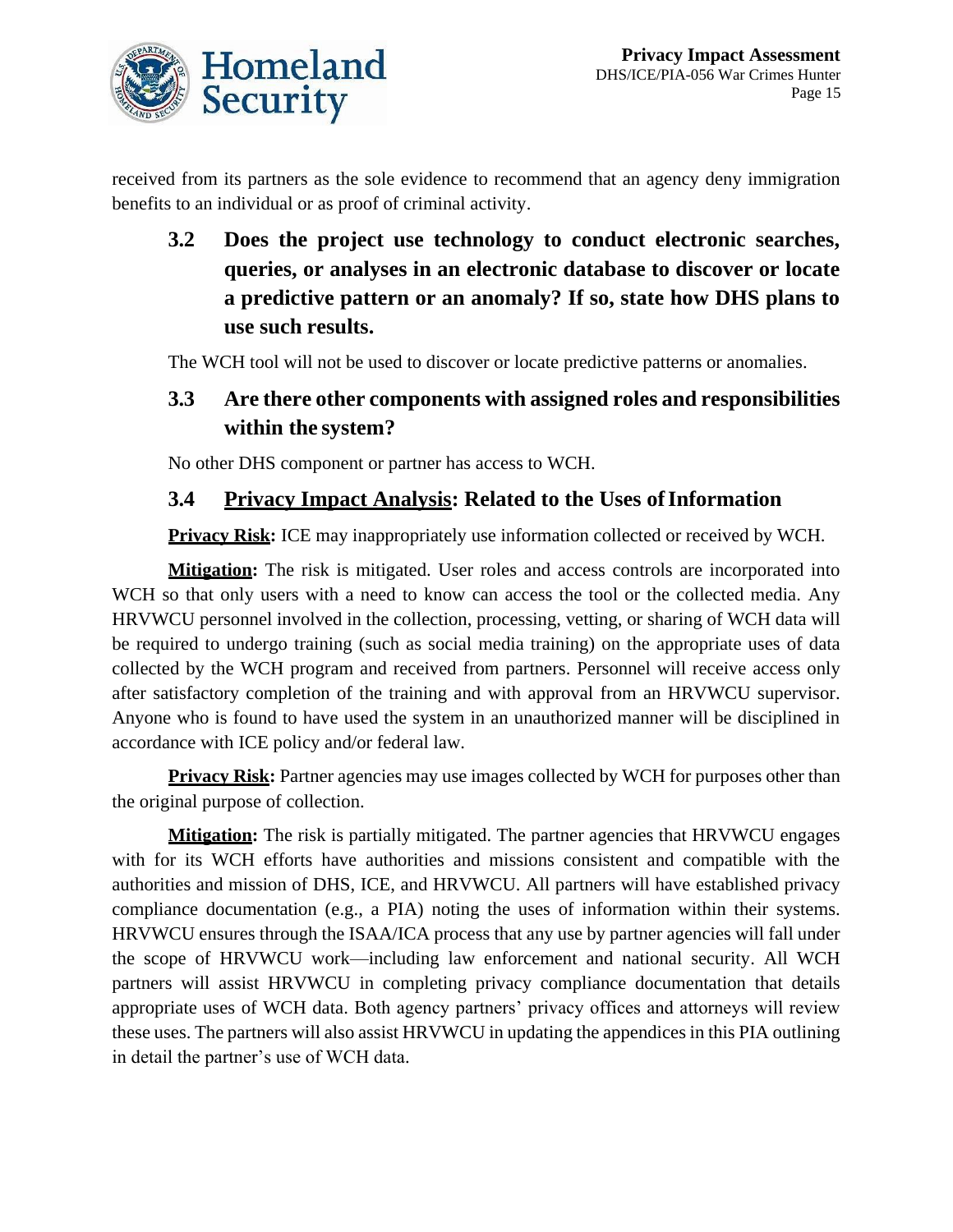received from its partners as the sole evidence to recommend that an agency deny immigration benefits to an individual or as proof of criminal activity.

### 3.2 Does the project use technology to conduct electronic searches, queries, or analyses in an electronic database to discover or locate a predictive pattern or an anomaly? If so, state how DHS plans to use such results.

The WCH tool will not be used to discover or locate predictive patterns or anomalies.

### 3.3 Are there other components with assigned roles and responsibilities within the system?

No other DHS component or partner has access to WCH.

### 3.4 Privacy Impact Analysis: Related to the Uses of Information

**Privacy Risk:** ICE may inappropriately use information collected or received by WCH.

**Mitigation:** The risk is mitigated. User roles and access controls are incorporated into WCH so that only users with a need to know can access the tool or the collected media. Any HRVWCU personnel involved in the collection, processing, vetting, or sharing of WCH data will be required to undergo training (such as social media training) on the appropriate uses of data collected by the WCH program and received from partners. Personnel will receive access only after satisfactory completion of the training and with approval from an HRVWCU supervisor. Anyone who is found to have used the system in an unauthorized manner will be disciplined in accordance with ICE policy and/or federal law.

**Privacy Risk:** Partner agencies may use images collected by WCH for purposes other than the original purpose of collection.

**Mitigation:** The risk is partially mitigated. The partner agencies that HRVWCU engages with for its WCH efforts have authorities and missions consistent and compatible with the authorities and mission of DHS, ICE, and HRVWCU. All partners will have established privacy compliance documentation (e.g., a PIA) noting the uses of information within their systems. HRVWCU ensures through the ISAA/ICA process that any use by partner agencies will fall under the scope of HRVWCU work—including law enforcement and national security. All WCH partners will assist HRVWCU in completing privacy compliance documentation that details appropriate uses of WCH data. Both agency partners' privacy offices and attorneys will review these uses. The partners will also assist HRVWCU in updating the appendices in this PIA outlining in detail the partner's use of WCH data.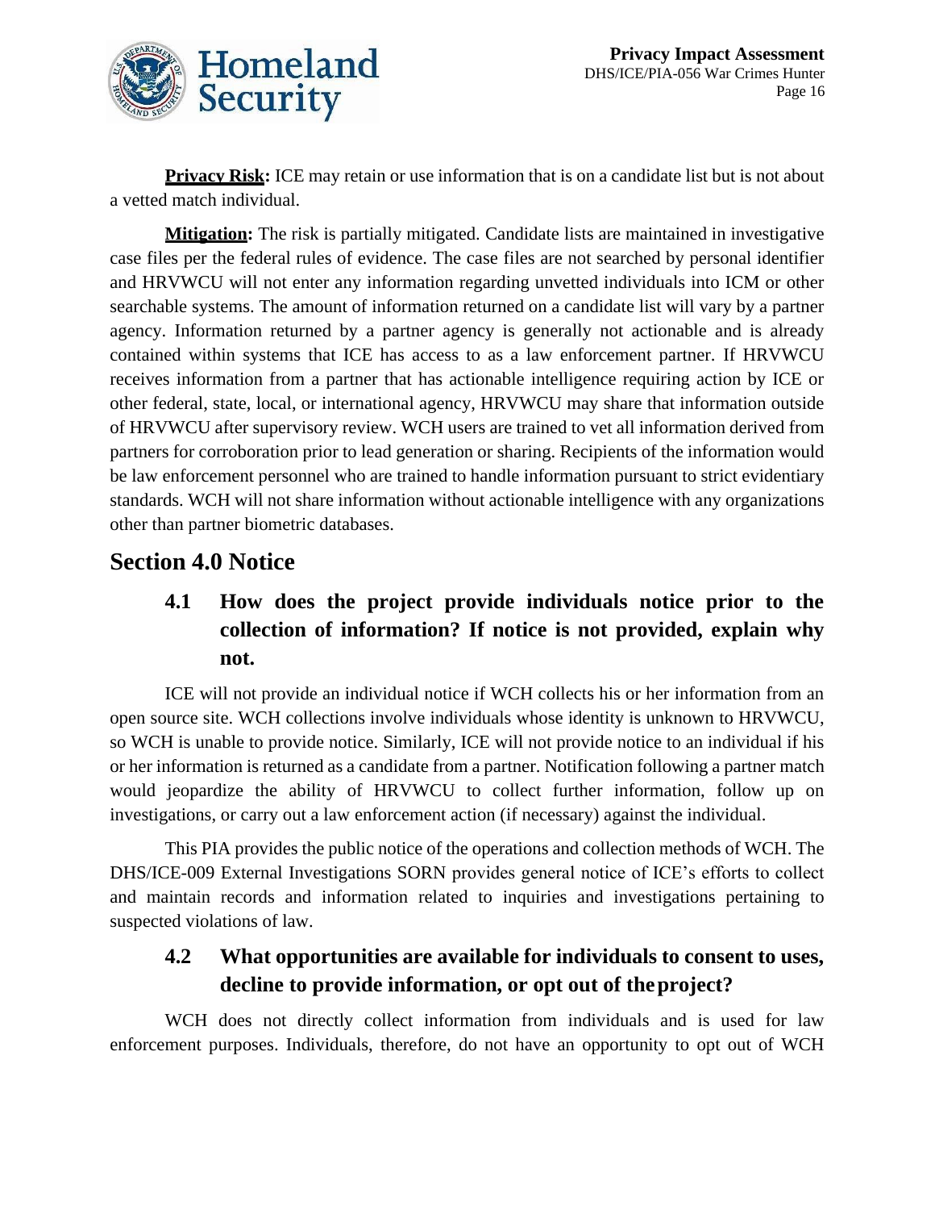**Privacy Risk:** ICE may retain or use information that is on a candidate list but is not about a vetted match individual.

**Mitigation:** The risk is partially mitigated. Candidate lists are maintained in investigative case files per the federal rules of evidence. The case files are not searched by personal identifier and HRVWCU will not enter any information regarding unvetted individuals into ICM or other searchable systems. The amount of information returned on a candidate list will vary by a partner agency. Information returned by a partner agency is generally not actionable and is already contained within systems that ICE has access to as a law enforcement partner. If HRVWCU receives information from a partner that has actionable intelligence requiring action by ICE or other federal, state, local, or international agency, HRVWCU may share that information outside of HRVWCU after supervisory review. WCH users are trained to vet all information derived from partners for corroboration prior to lead generation or sharing. Recipients of the information would be law enforcement personnel who are trained to handle information pursuant to strict evidentiary standards. WCH will not share information without actionable intelligence with any organizations other than partner biometric databases.

## Section 4.0 Notice

### 4.1 How does the project provide individuals notice prior to the collection of information? If notice is not provided, explain why not.

ICE will not provide an individual notice if WCH collects his or her information from an open source site. WCH collections involve individuals whose identity is unknown to HRVWCU, so WCH is unable to provide notice. Similarly, ICE will not provide notice to an individual if his or her information is returned as a candidate from a partner. Notification following a partner match would jeopardize the ability of HRVWCU to collect further information, follow up on investigations, or carry out a law enforcement action (if necessary) against the individual.

This PIA provides the public notice of the operations and collection methods of WCH. The DHS/ICE-009 External Investigations SORN provides general notice of ICE's efforts to collect and maintain records and information related to inquiries and investigations pertaining to suspected violations of law.

### 4.2 What opportunities are available for individuals to consent to uses, decline to provide information, or opt out of the project?

WCH does not directly collect information from individuals and is used for law enforcement purposes. Individuals, therefore, do not have an opportunity to opt out of WCH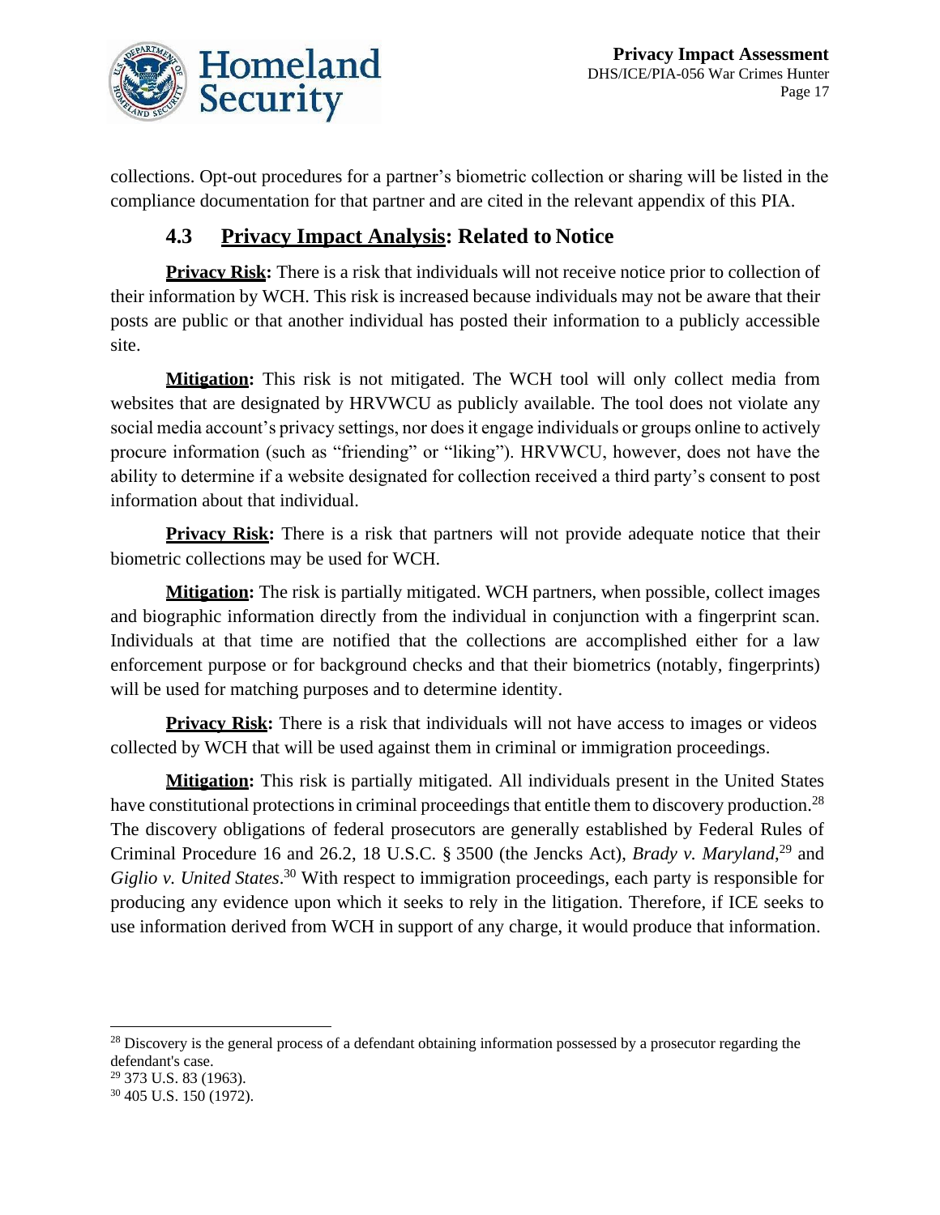collections. Opt-out procedures for a partner's biometric collection or sharing will be listed in the compliance documentation for that partner and are cited in the relevant appendix of this PIA.

### 4.3 Privacy Impact Analysis: Related to Notice

**Privacy Risk:** There is a risk that individuals will not receive notice prior to collection of their information by WCH. This risk is increased because individuals may not be aware that their posts are public or that another individual has posted their information to a publicly accessible site.

**Mitigation:** This risk is not mitigated. The WCH tool will only collect media from websites that are designated by HRVWCU as publicly available. The tool does not violate any social media account's privacy settings, nor does it engage individuals or groups online to actively procure information (such as "friending" or "liking"). HRVWCU, however, does not have the ability to determine if a website designated for collection received a third party's consent to post information about that individual.

**Privacy Risk:** There is a risk that partners will not provide adequate notice that their biometric collections may be used for WCH.

**Mitigation:** The risk is partially mitigated. WCH partners, when possible, collect images and biographic information directly from the individual in conjunction with a fingerprint scan. Individuals at that time are notified that the collections are accomplished either for a law enforcement purpose or for background checks and that their biometrics (notably, fingerprints) will be used for matching purposes and to determine identity.

**Privacy Risk:** There is a risk that individuals will not have access to images or videos collected by WCH that will be used against them in criminal or immigration proceedings.

**Mitigation:** This risk is partially mitigated. All individuals present in the United States have constitutional protections in criminal proceedings that entitle them to discovery production.[28] The discovery obligations of federal prosecutors are generally established by Federal Rules of Criminal Procedure 16 and 26.2, 18 U.S.C. § 3500 (the Jencks Act), *Brady v. Maryland*,[29] and *Giglio v. United States*.[30] With respect to immigration proceedings, each party is responsible for producing any evidence upon which it seeks to rely in the litigation. Therefore, if ICE seeks to use information derived from WCH in support of any charge, it would produce that information.

---

[28] Discovery is the general process of a defendant obtaining information possessed by a prosecutor regarding the defendant's case.

[29] 373 U.S. 83 (1963).

[30] 405 U.S. 150 (1972).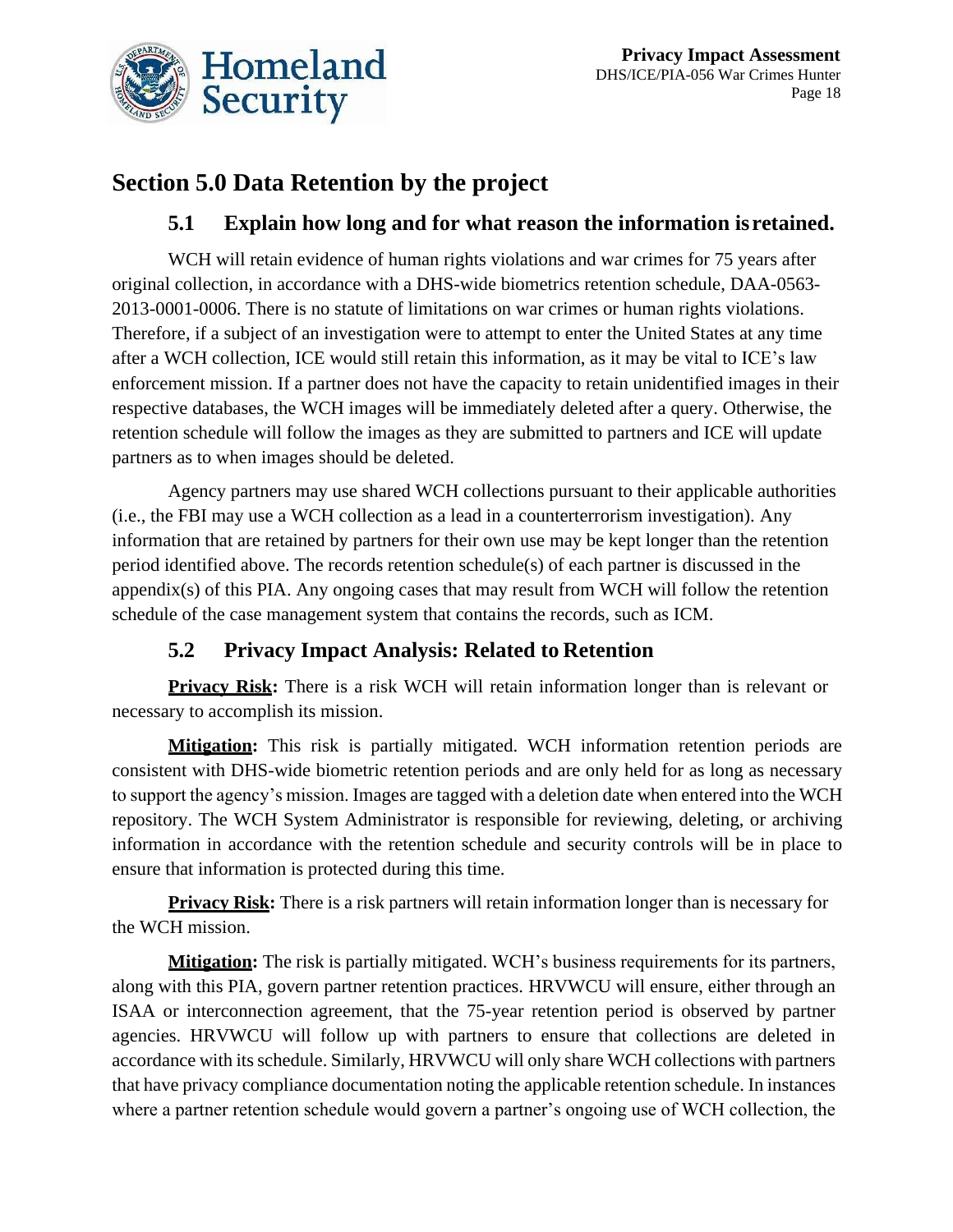## Section 5.0 Data Retention by the project

### 5.1 Explain how long and for what reason the information is retained.

WCH will retain evidence of human rights violations and war crimes for 75 years after original collection, in accordance with a DHS-wide biometrics retention schedule, DAA-0563-2013-0001-0006. There is no statute of limitations on war crimes or human rights violations. Therefore, if a subject of an investigation were to attempt to enter the United States at any time after a WCH collection, ICE would still retain this information, as it may be vital to ICE's law enforcement mission. If a partner does not have the capacity to retain unidentified images in their respective databases, the WCH images will be immediately deleted after a query. Otherwise, the retention schedule will follow the images as they are submitted to partners and ICE will update partners as to when images should be deleted.

Agency partners may use shared WCH collections pursuant to their applicable authorities (i.e., the FBI may use a WCH collection as a lead in a counterterrorism investigation). Any information that are retained by partners for their own use may be kept longer than the retention period identified above. The records retention schedule(s) of each partner is discussed in the appendix(s) of this PIA. Any ongoing cases that may result from WCH will follow the retention schedule of the case management system that contains the records, such as ICM.

### 5.2 Privacy Impact Analysis: Related to Retention

**Privacy Risk:** There is a risk WCH will retain information longer than is relevant or necessary to accomplish its mission.

**Mitigation:** This risk is partially mitigated. WCH information retention periods are consistent with DHS-wide biometric retention periods and are only held for as long as necessary to support the agency's mission. Images are tagged with a deletion date when entered into the WCH repository. The WCH System Administrator is responsible for reviewing, deleting, or archiving information in accordance with the retention schedule and security controls will be in place to ensure that information is protected during this time.

**Privacy Risk:** There is a risk partners will retain information longer than is necessary for the WCH mission.

**Mitigation:** The risk is partially mitigated. WCH's business requirements for its partners, along with this PIA, govern partner retention practices. HRVWCU will ensure, either through an ISAA or interconnection agreement, that the 75-year retention period is observed by partner agencies. HRVWCU will follow up with partners to ensure that collections are deleted in accordance with its schedule. Similarly, HRVWCU will only share WCH collections with partners that have privacy compliance documentation noting the applicable retention schedule. In instances where a partner retention schedule would govern a partner's ongoing use of WCH collection, the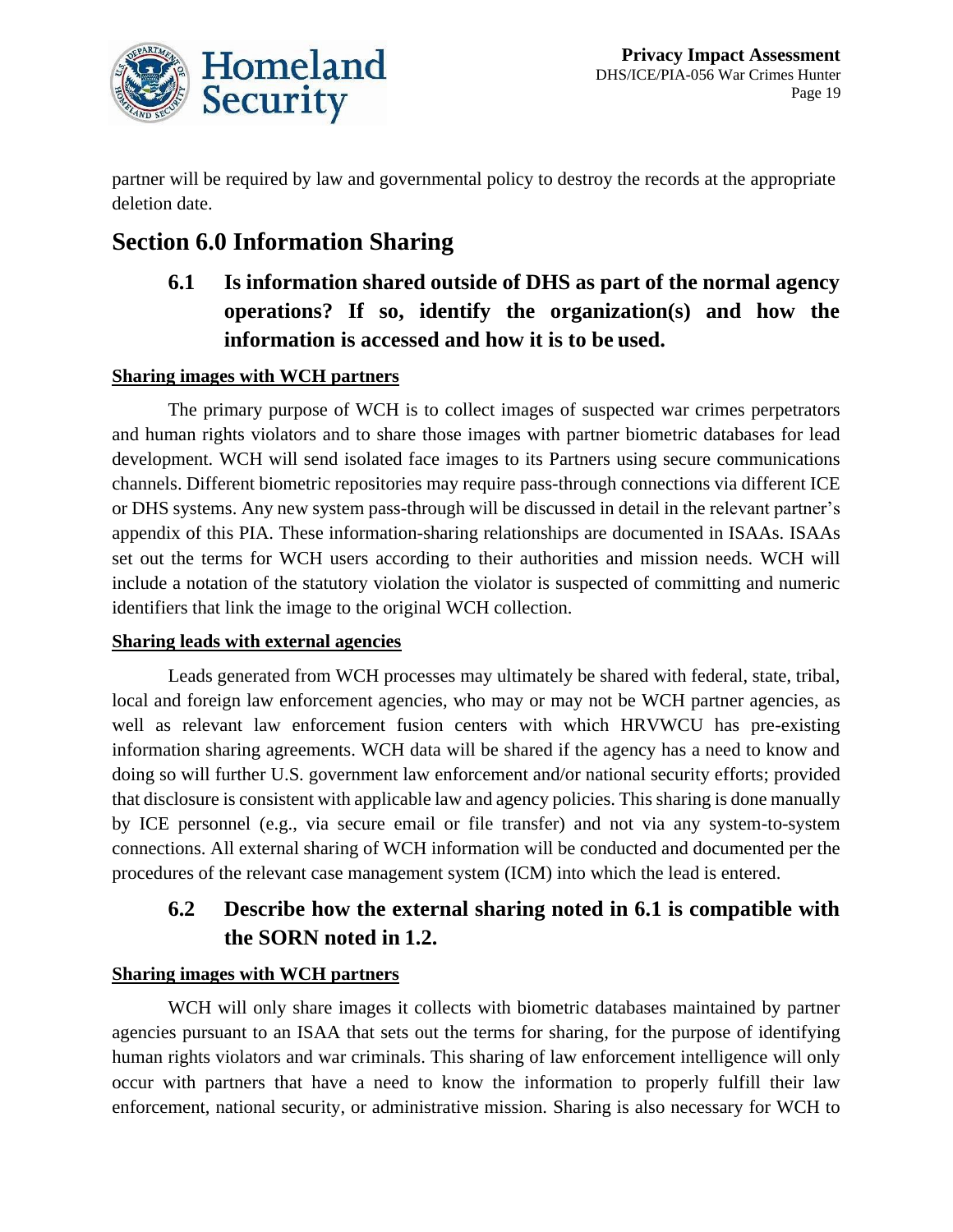partner will be required by law and governmental policy to destroy the records at the appropriate deletion date.

## Section 6.0 Information Sharing

### 6.1 Is information shared outside of DHS as part of the normal agency operations? If so, identify the organization(s) and how the information is accessed and how it is to be used.

**Sharing images with WCH partners**

The primary purpose of WCH is to collect images of suspected war crimes perpetrators and human rights violators and to share those images with partner biometric databases for lead development. WCH will send isolated face images to its Partners using secure communications channels. Different biometric repositories may require pass-through connections via different ICE or DHS systems. Any new system pass-through will be discussed in detail in the relevant partner's appendix of this PIA. These information-sharing relationships are documented in ISAAs. ISAAs set out the terms for WCH users according to their authorities and mission needs. WCH will include a notation of the statutory violation the violator is suspected of committing and numeric identifiers that link the image to the original WCH collection.

**Sharing leads with external agencies**

Leads generated from WCH processes may ultimately be shared with federal, state, tribal, local and foreign law enforcement agencies, who may or may not be WCH partner agencies, as well as relevant law enforcement fusion centers with which HRVWCU has pre-existing information sharing agreements. WCH data will be shared if the agency has a need to know and doing so will further U.S. government law enforcement and/or national security efforts; provided that disclosure is consistent with applicable law and agency policies. This sharing is done manually by ICE personnel (e.g., via secure email or file transfer) and not via any system-to-system connections. All external sharing of WCH information will be conducted and documented per the procedures of the relevant case management system (ICM) into which the lead is entered.

### 6.2 Describe how the external sharing noted in 6.1 is compatible with the SORN noted in 1.2.

**Sharing images with WCH partners**

WCH will only share images it collects with biometric databases maintained by partner agencies pursuant to an ISAA that sets out the terms for sharing, for the purpose of identifying human rights violators and war criminals. This sharing of law enforcement intelligence will only occur with partners that have a need to know the information to properly fulfill their law enforcement, national security, or administrative mission. Sharing is also necessary for WCH to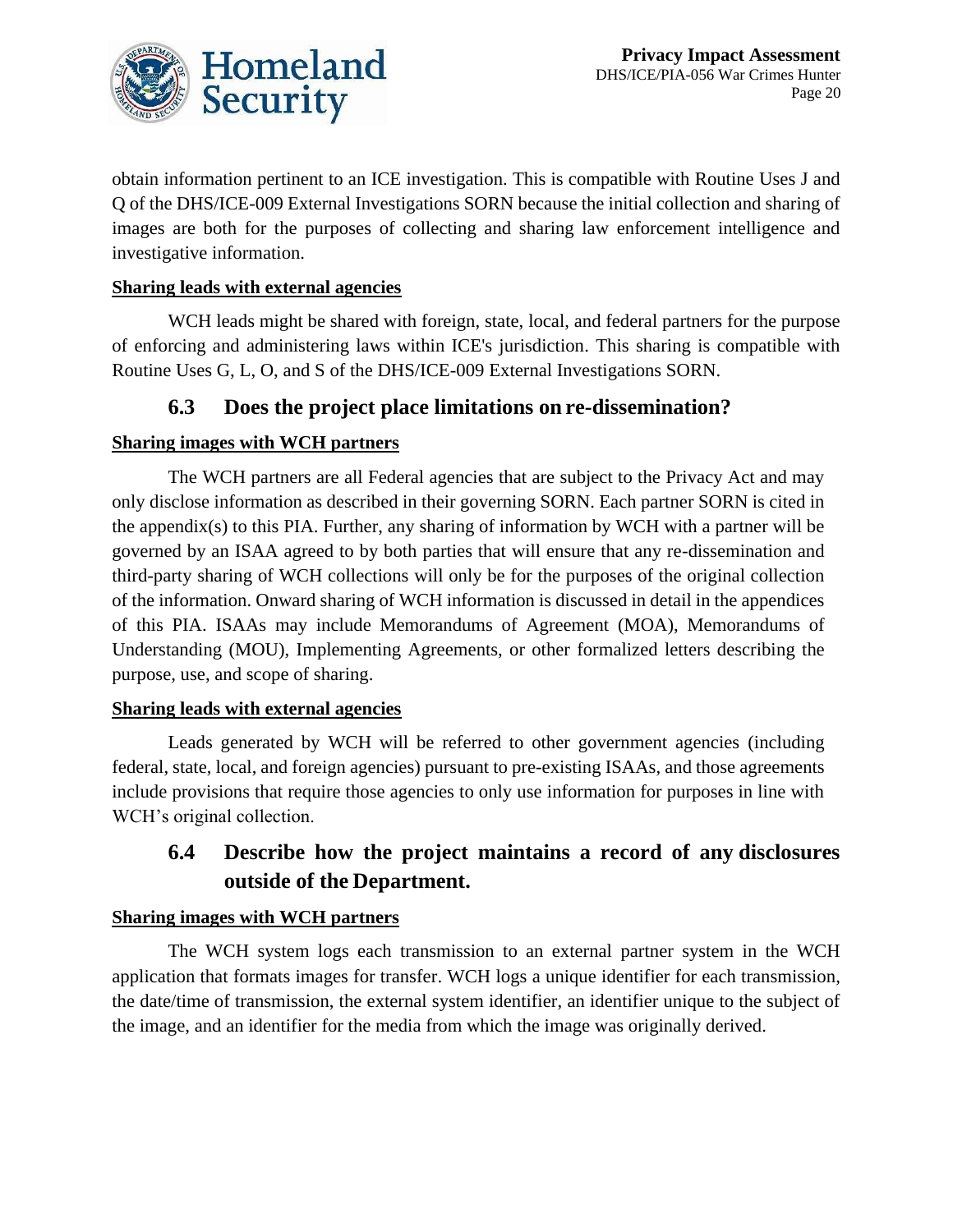obtain information pertinent to an ICE investigation. This is compatible with Routine Uses J and Q of the DHS/ICE-009 External Investigations SORN because the initial collection and sharing of images are both for the purposes of collecting and sharing law enforcement intelligence and investigative information.

**Sharing leads with external agencies**

WCH leads might be shared with foreign, state, local, and federal partners for the purpose of enforcing and administering laws within ICE's jurisdiction. This sharing is compatible with Routine Uses G, L, O, and S of the DHS/ICE-009 External Investigations SORN.

## 6.3 Does the project place limitations on re-dissemination?

**Sharing images with WCH partners**

The WCH partners are all Federal agencies that are subject to the Privacy Act and may only disclose information as described in their governing SORN. Each partner SORN is cited in the appendix(s) to this PIA. Further, any sharing of information by WCH with a partner will be governed by an ISAA agreed to by both parties that will ensure that any re-dissemination and third-party sharing of WCH collections will only be for the purposes of the original collection of the information. Onward sharing of WCH information is discussed in detail in the appendices of this PIA. ISAAs may include Memorandums of Agreement (MOA), Memorandums of Understanding (MOU), Implementing Agreements, or other formalized letters describing the purpose, use, and scope of sharing.

**Sharing leads with external agencies**

Leads generated by WCH will be referred to other government agencies (including federal, state, local, and foreign agencies) pursuant to pre-existing ISAAs, and those agreements include provisions that require those agencies to only use information for purposes in line with WCH's original collection.

## 6.4 Describe how the project maintains a record of any disclosures outside of the Department.

**Sharing images with WCH partners**

The WCH system logs each transmission to an external partner system in the WCH application that formats images for transfer. WCH logs a unique identifier for each transmission, the date/time of transmission, the external system identifier, an identifier unique to the subject of the image, and an identifier for the media from which the image was originally derived.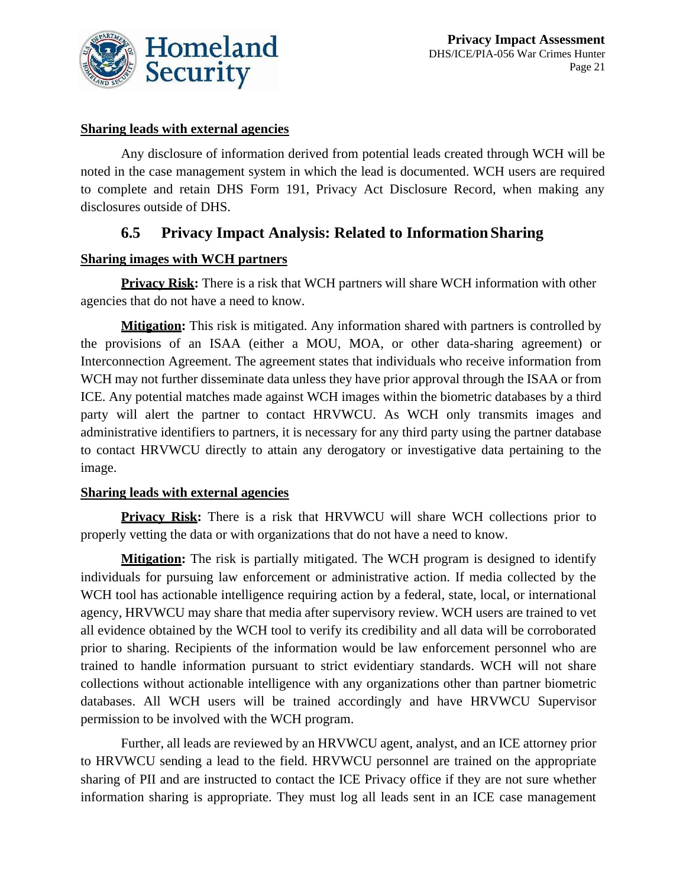**Sharing leads with external agencies**

Any disclosure of information derived from potential leads created through WCH will be noted in the case management system in which the lead is documented. WCH users are required to complete and retain DHS Form 191, Privacy Act Disclosure Record, when making any disclosures outside of DHS.

## 6.5 Privacy Impact Analysis: Related to Information Sharing

**Sharing images with WCH partners**

**Privacy Risk:** There is a risk that WCH partners will share WCH information with other agencies that do not have a need to know.

**Mitigation:** This risk is mitigated. Any information shared with partners is controlled by the provisions of an ISAA (either a MOU, MOA, or other data-sharing agreement) or Interconnection Agreement. The agreement states that individuals who receive information from WCH may not further disseminate data unless they have prior approval through the ISAA or from ICE. Any potential matches made against WCH images within the biometric databases by a third party will alert the partner to contact HRVWCU. As WCH only transmits images and administrative identifiers to partners, it is necessary for any third party using the partner database to contact HRVWCU directly to attain any derogatory or investigative data pertaining to the image.

**Sharing leads with external agencies**

**Privacy Risk:** There is a risk that HRVWCU will share WCH collections prior to properly vetting the data or with organizations that do not have a need to know.

**Mitigation:** The risk is partially mitigated. The WCH program is designed to identify individuals for pursuing law enforcement or administrative action. If media collected by the WCH tool has actionable intelligence requiring action by a federal, state, local, or international agency, HRVWCU may share that media after supervisory review. WCH users are trained to vet all evidence obtained by the WCH tool to verify its credibility and all data will be corroborated prior to sharing. Recipients of the information would be law enforcement personnel who are trained to handle information pursuant to strict evidentiary standards. WCH will not share collections without actionable intelligence with any organizations other than partner biometric databases. All WCH users will be trained accordingly and have HRVWCU Supervisor permission to be involved with the WCH program.

Further, all leads are reviewed by an HRVWCU agent, analyst, and an ICE attorney prior to HRVWCU sending a lead to the field. HRVWCU personnel are trained on the appropriate sharing of PII and are instructed to contact the ICE Privacy office if they are not sure whether information sharing is appropriate. They must log all leads sent in an ICE case management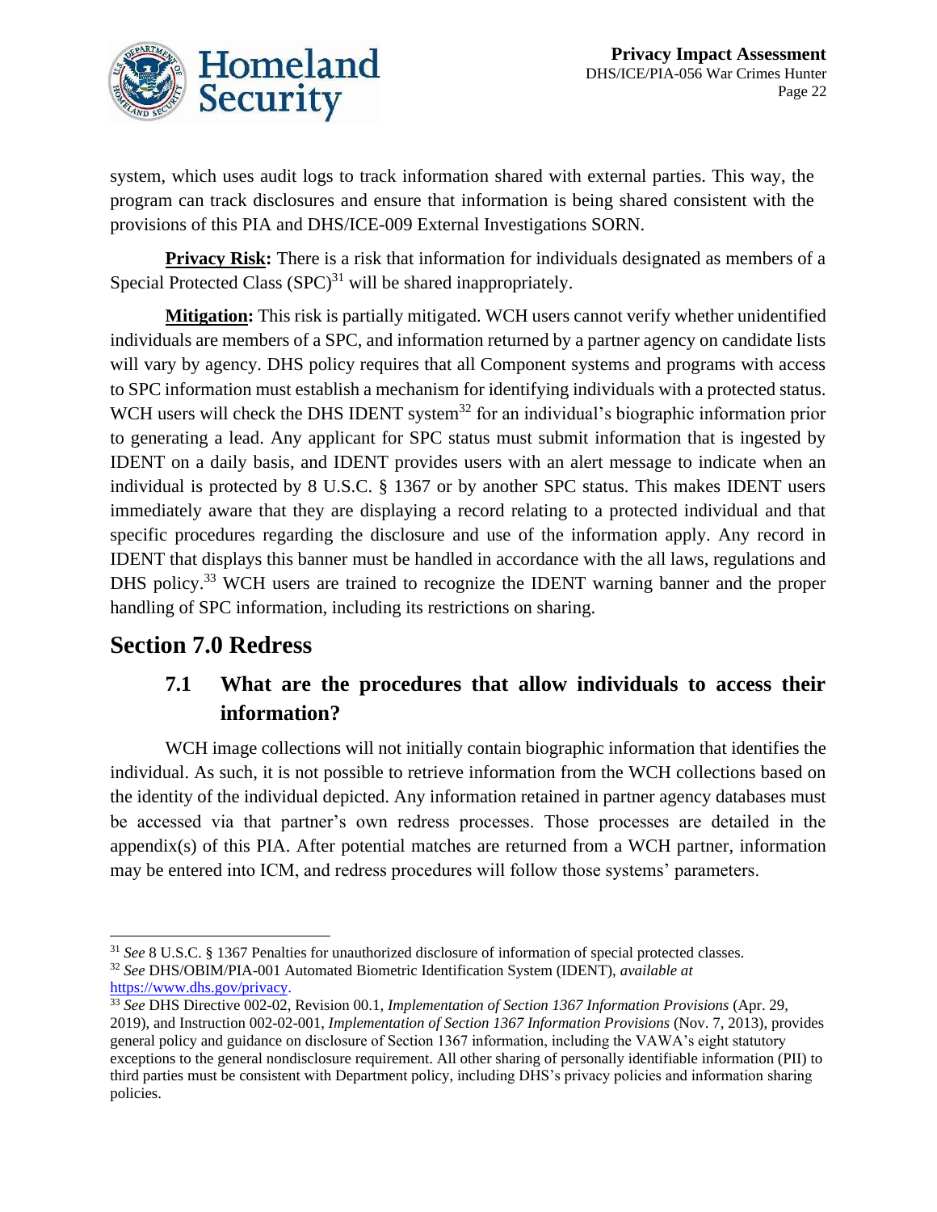system, which uses audit logs to track information shared with external parties. This way, the program can track disclosures and ensure that information is being shared consistent with the provisions of this PIA and DHS/ICE-009 External Investigations SORN.

**Privacy Risk:** There is a risk that information for individuals designated as members of a Special Protected Class (SPC)[31] will be shared inappropriately.

**Mitigation:** This risk is partially mitigated. WCH users cannot verify whether unidentified individuals are members of a SPC, and information returned by a partner agency on candidate lists will vary by agency. DHS policy requires that all Component systems and programs with access to SPC information must establish a mechanism for identifying individuals with a protected status. WCH users will check the DHS IDENT system[32] for an individual's biographic information prior to generating a lead. Any applicant for SPC status must submit information that is ingested by IDENT on a daily basis, and IDENT provides users with an alert message to indicate when an individual is protected by 8 U.S.C. § 1367 or by another SPC status. This makes IDENT users immediately aware that they are displaying a record relating to a protected individual and that specific procedures regarding the disclosure and use of the information apply. Any record in IDENT that displays this banner must be handled in accordance with the all laws, regulations and DHS policy.[33] WCH users are trained to recognize the IDENT warning banner and the proper handling of SPC information, including its restrictions on sharing.

## Section 7.0 Redress

### 7.1 What are the procedures that allow individuals to access their information?

WCH image collections will not initially contain biographic information that identifies the individual. As such, it is not possible to retrieve information from the WCH collections based on the identity of the individual depicted. Any information retained in partner agency databases must be accessed via that partner's own redress processes. Those processes are detailed in the appendix(s) of this PIA. After potential matches are returned from a WCH partner, information may be entered into ICM, and redress procedures will follow those systems' parameters.

---

[31] *See* 8 U.S.C. § 1367 Penalties for unauthorized disclosure of information of special protected classes.

[32] *See* DHS/OBIM/PIA-001 Automated Biometric Identification System (IDENT), *available at* https://www.dhs.gov/privacy.

[33] *See* DHS Directive 002-02, Revision 00.1, *Implementation of Section 1367 Information Provisions* (Apr. 29, 2019), and Instruction 002-02-001, *Implementation of Section 1367 Information Provisions* (Nov. 7, 2013), provides general policy and guidance on disclosure of Section 1367 information, including the VAWA's eight statutory exceptions to the general nondisclosure requirement. All other sharing of personally identifiable information (PII) to third parties must be consistent with Department policy, including DHS's privacy policies and information sharing policies.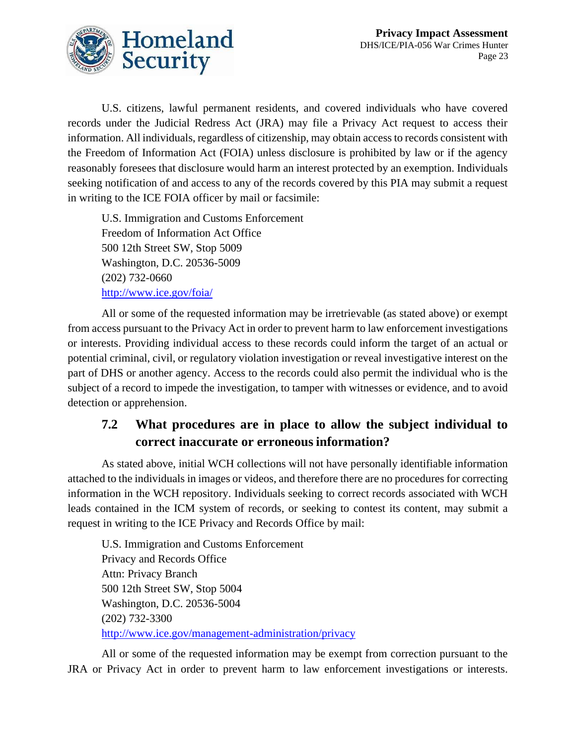U.S. citizens, lawful permanent residents, and covered individuals who have covered records under the Judicial Redress Act (JRA) may file a Privacy Act request to access their information. All individuals, regardless of citizenship, may obtain access to records consistent with the Freedom of Information Act (FOIA) unless disclosure is prohibited by law or if the agency reasonably foresees that disclosure would harm an interest protected by an exemption. Individuals seeking notification of and access to any of the records covered by this PIA may submit a request in writing to the ICE FOIA officer by mail or facsimile:

U.S. Immigration and Customs Enforcement
Freedom of Information Act Office
500 12th Street SW, Stop 5009
Washington, D.C. 20536-5009
(202) 732-0660
http://www.ice.gov/foia/

All or some of the requested information may be irretrievable (as stated above) or exempt from access pursuant to the Privacy Act in order to prevent harm to law enforcement investigations or interests. Providing individual access to these records could inform the target of an actual or potential criminal, civil, or regulatory violation investigation or reveal investigative interest on the part of DHS or another agency. Access to the records could also permit the individual who is the subject of a record to impede the investigation, to tamper with witnesses or evidence, and to avoid detection or apprehension.

### 7.2 What procedures are in place to allow the subject individual to correct inaccurate or erroneous information?

As stated above, initial WCH collections will not have personally identifiable information attached to the individuals in images or videos, and therefore there are no procedures for correcting information in the WCH repository. Individuals seeking to correct records associated with WCH leads contained in the ICM system of records, or seeking to contest its content, may submit a request in writing to the ICE Privacy and Records Office by mail:

U.S. Immigration and Customs Enforcement
Privacy and Records Office
Attn: Privacy Branch
500 12th Street SW, Stop 5004
Washington, D.C. 20536-5004
(202) 732-3300
http://www.ice.gov/management-administration/privacy

All or some of the requested information may be exempt from correction pursuant to the JRA or Privacy Act in order to prevent harm to law enforcement investigations or interests.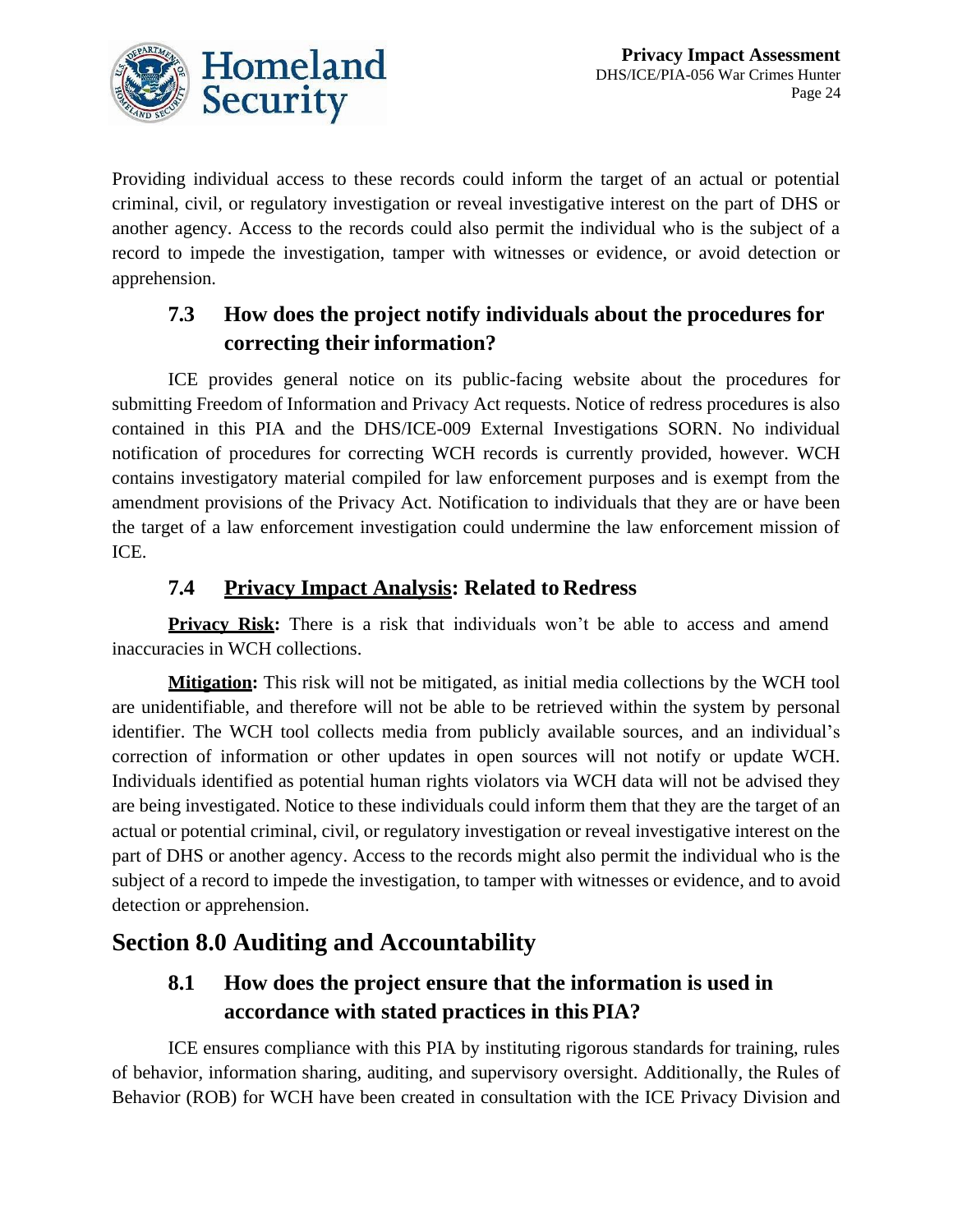Providing individual access to these records could inform the target of an actual or potential criminal, civil, or regulatory investigation or reveal investigative interest on the part of DHS or another agency. Access to the records could also permit the individual who is the subject of a record to impede the investigation, tamper with witnesses or evidence, or avoid detection or apprehension.

### 7.3 How does the project notify individuals about the procedures for correcting their information?

ICE provides general notice on its public-facing website about the procedures for submitting Freedom of Information and Privacy Act requests. Notice of redress procedures is also contained in this PIA and the DHS/ICE-009 External Investigations SORN. No individual notification of procedures for correcting WCH records is currently provided, however. WCH contains investigatory material compiled for law enforcement purposes and is exempt from the amendment provisions of the Privacy Act. Notification to individuals that they are or have been the target of a law enforcement investigation could undermine the law enforcement mission of ICE.

### 7.4 Privacy Impact Analysis: Related to Redress

**Privacy Risk:** There is a risk that individuals won't be able to access and amend inaccuracies in WCH collections.

**Mitigation:** This risk will not be mitigated, as initial media collections by the WCH tool are unidentifiable, and therefore will not be able to be retrieved within the system by personal identifier. The WCH tool collects media from publicly available sources, and an individual's correction of information or other updates in open sources will not notify or update WCH. Individuals identified as potential human rights violators via WCH data will not be advised they are being investigated. Notice to these individuals could inform them that they are the target of an actual or potential criminal, civil, or regulatory investigation or reveal investigative interest on the part of DHS or another agency. Access to the records might also permit the individual who is the subject of a record to impede the investigation, to tamper with witnesses or evidence, and to avoid detection or apprehension.

## Section 8.0 Auditing and Accountability

### 8.1 How does the project ensure that the information is used in accordance with stated practices in this PIA?

ICE ensures compliance with this PIA by instituting rigorous standards for training, rules of behavior, information sharing, auditing, and supervisory oversight. Additionally, the Rules of Behavior (ROB) for WCH have been created in consultation with the ICE Privacy Division and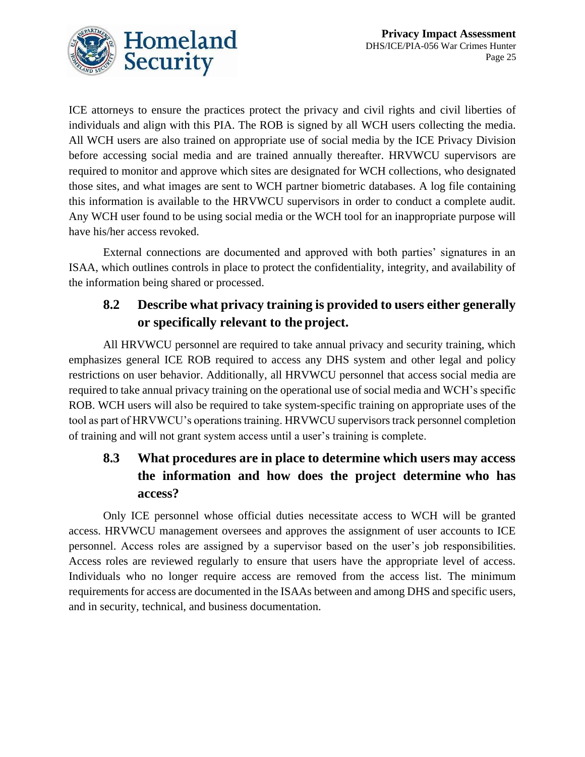ICE attorneys to ensure the practices protect the privacy and civil rights and civil liberties of individuals and align with this PIA. The ROB is signed by all WCH users collecting the media. All WCH users are also trained on appropriate use of social media by the ICE Privacy Division before accessing social media and are trained annually thereafter. HRVWCU supervisors are required to monitor and approve which sites are designated for WCH collections, who designated those sites, and what images are sent to WCH partner biometric databases. A log file containing this information is available to the HRVWCU supervisors in order to conduct a complete audit. Any WCH user found to be using social media or the WCH tool for an inappropriate purpose will have his/her access revoked.

External connections are documented and approved with both parties' signatures in an ISAA, which outlines controls in place to protect the confidentiality, integrity, and availability of the information being shared or processed.

### 8.2 Describe what privacy training is provided to users either generally or specifically relevant to the project.

All HRVWCU personnel are required to take annual privacy and security training, which emphasizes general ICE ROB required to access any DHS system and other legal and policy restrictions on user behavior. Additionally, all HRVWCU personnel that access social media are required to take annual privacy training on the operational use of social media and WCH's specific ROB. WCH users will also be required to take system-specific training on appropriate uses of the tool as part of HRVWCU's operations training. HRVWCU supervisors track personnel completion of training and will not grant system access until a user's training is complete.

### 8.3 What procedures are in place to determine which users may access the information and how does the project determine who has access?

Only ICE personnel whose official duties necessitate access to WCH will be granted access. HRVWCU management oversees and approves the assignment of user accounts to ICE personnel. Access roles are assigned by a supervisor based on the user's job responsibilities. Access roles are reviewed regularly to ensure that users have the appropriate level of access. Individuals who no longer require access are removed from the access list. The minimum requirements for access are documented in the ISAAs between and among DHS and specific users, and in security, technical, and business documentation.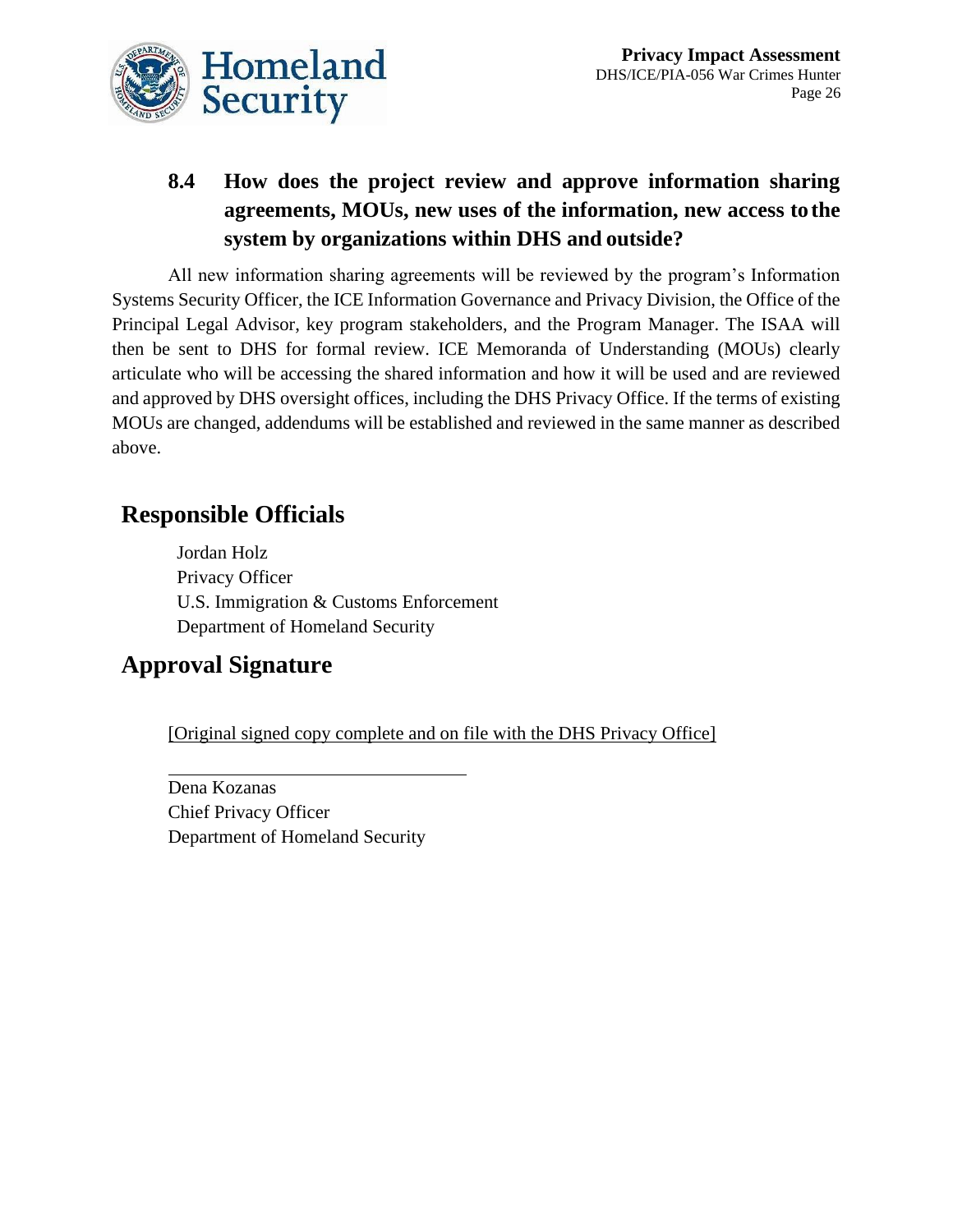### 8.4 How does the project review and approve information sharing agreements, MOUs, new uses of the information, new access to the system by organizations within DHS and outside?

All new information sharing agreements will be reviewed by the program's Information Systems Security Officer, the ICE Information Governance and Privacy Division, the Office of the Principal Legal Advisor, key program stakeholders, and the Program Manager. The ISAA will then be sent to DHS for formal review. ICE Memoranda of Understanding (MOUs) clearly articulate who will be accessing the shared information and how it will be used and are reviewed and approved by DHS oversight offices, including the DHS Privacy Office. If the terms of existing MOUs are changed, addendums will be established and reviewed in the same manner as described above.

## Responsible Officials

Jordan Holz
Privacy Officer
U.S. Immigration & Customs Enforcement
Department of Homeland Security

## Approval Signature

[Original signed copy complete and on file with the DHS Privacy Office]

Dena Kozanas
Chief Privacy Officer
Department of Homeland Security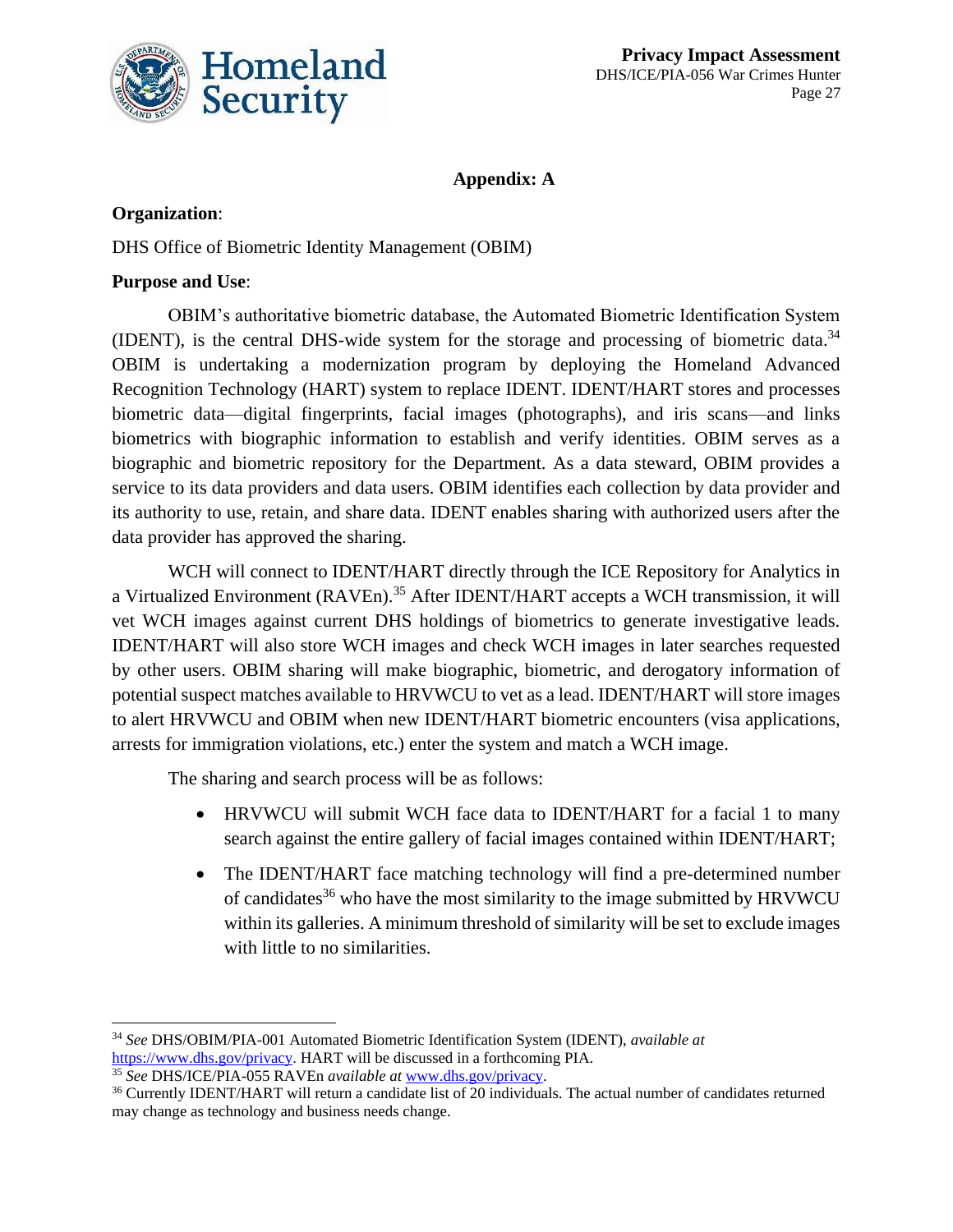## Appendix: A

**Organization**:

DHS Office of Biometric Identity Management (OBIM)

**Purpose and Use**:

OBIM's authoritative biometric database, the Automated Biometric Identification System (IDENT), is the central DHS-wide system for the storage and processing of biometric data.[34] OBIM is undertaking a modernization program by deploying the Homeland Advanced Recognition Technology (HART) system to replace IDENT. IDENT/HART stores and processes biometric data—digital fingerprints, facial images (photographs), and iris scans—and links biometrics with biographic information to establish and verify identities. OBIM serves as a biographic and biometric repository for the Department. As a data steward, OBIM provides a service to its data providers and data users. OBIM identifies each collection by data provider and its authority to use, retain, and share data. IDENT enables sharing with authorized users after the data provider has approved the sharing.

WCH will connect to IDENT/HART directly through the ICE Repository for Analytics in a Virtualized Environment (RAVEn).[35] After IDENT/HART accepts a WCH transmission, it will vet WCH images against current DHS holdings of biometrics to generate investigative leads. IDENT/HART will also store WCH images and check WCH images in later searches requested by other users. OBIM sharing will make biographic, biometric, and derogatory information of potential suspect matches available to HRVWCU to vet as a lead. IDENT/HART will store images to alert HRVWCU and OBIM when new IDENT/HART biometric encounters (visa applications, arrests for immigration violations, etc.) enter the system and match a WCH image.

The sharing and search process will be as follows:

- HRVWCU will submit WCH face data to IDENT/HART for a facial 1 to many search against the entire gallery of facial images contained within IDENT/HART;
- The IDENT/HART face matching technology will find a pre-determined number of candidates[36] who have the most similarity to the image submitted by HRVWCU within its galleries. A minimum threshold of similarity will be set to exclude images with little to no similarities.

---

[34] *See* DHS/OBIM/PIA-001 Automated Biometric Identification System (IDENT), *available at* https://www.dhs.gov/privacy. HART will be discussed in a forthcoming PIA.

[35] *See* DHS/ICE/PIA-055 RAVEn *available at* www.dhs.gov/privacy.

[36] Currently IDENT/HART will return a candidate list of 20 individuals. The actual number of candidates returned may change as technology and business needs change.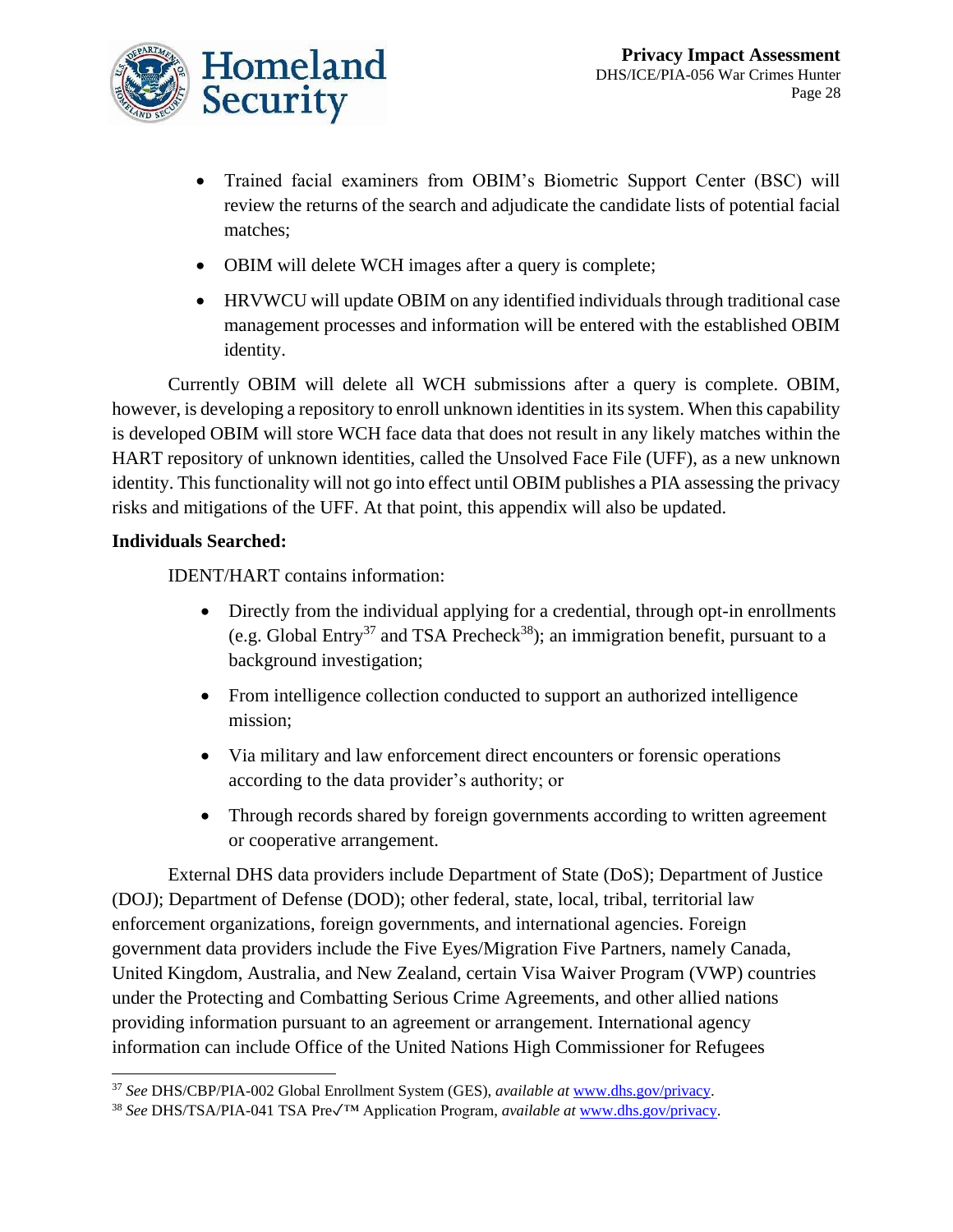- Trained facial examiners from OBIM's Biometric Support Center (BSC) will review the returns of the search and adjudicate the candidate lists of potential facial matches;
- OBIM will delete WCH images after a query is complete;
- HRVWCU will update OBIM on any identified individuals through traditional case management processes and information will be entered with the established OBIM identity.

Currently OBIM will delete all WCH submissions after a query is complete. OBIM, however, is developing a repository to enroll unknown identities in its system. When this capability is developed OBIM will store WCH face data that does not result in any likely matches within the HART repository of unknown identities, called the Unsolved Face File (UFF), as a new unknown identity. This functionality will not go into effect until OBIM publishes a PIA assessing the privacy risks and mitigations of the UFF. At that point, this appendix will also be updated.

**Individuals Searched:**

IDENT/HART contains information:

- Directly from the individual applying for a credential, through opt-in enrollments (e.g. Global Entry[37] and TSA Precheck[38]); an immigration benefit, pursuant to a background investigation;
- From intelligence collection conducted to support an authorized intelligence mission;
- Via military and law enforcement direct encounters or forensic operations according to the data provider's authority; or
- Through records shared by foreign governments according to written agreement or cooperative arrangement.

External DHS data providers include Department of State (DoS); Department of Justice (DOJ); Department of Defense (DOD); other federal, state, local, tribal, territorial law enforcement organizations, foreign governments, and international agencies. Foreign government data providers include the Five Eyes/Migration Five Partners, namely Canada, United Kingdom, Australia, and New Zealand, certain Visa Waiver Program (VWP) countries under the Protecting and Combatting Serious Crime Agreements, and other allied nations providing information pursuant to an agreement or arrangement. International agency information can include Office of the United Nations High Commissioner for Refugees

---

[37] *See* DHS/CBP/PIA-002 Global Enrollment System (GES), *available at* www.dhs.gov/privacy.

[38] *See* DHS/TSA/PIA-041 TSA Pre✓™ Application Program, *available at* www.dhs.gov/privacy.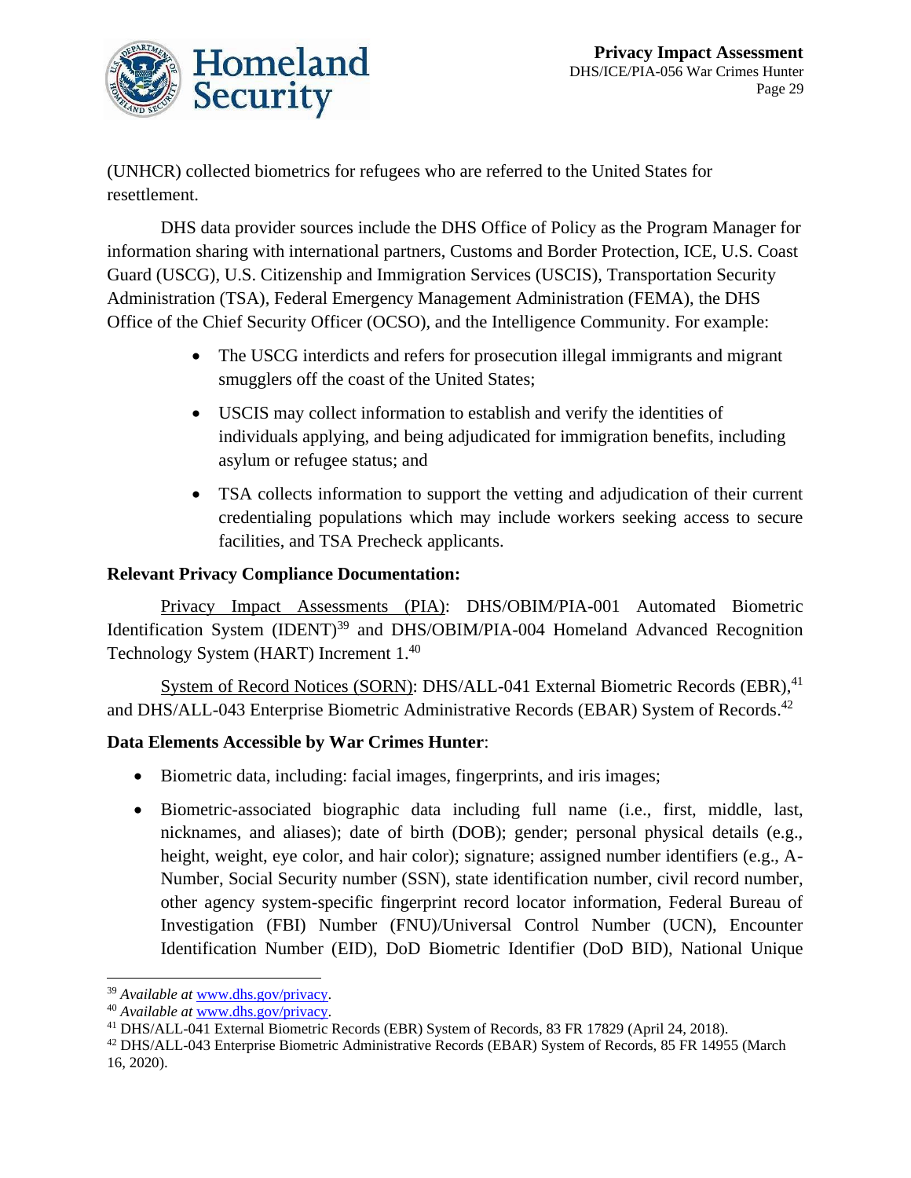(UNHCR) collected biometrics for refugees who are referred to the United States for resettlement.

DHS data provider sources include the DHS Office of Policy as the Program Manager for information sharing with international partners, Customs and Border Protection, ICE, U.S. Coast Guard (USCG), U.S. Citizenship and Immigration Services (USCIS), Transportation Security Administration (TSA), Federal Emergency Management Administration (FEMA), the DHS Office of the Chief Security Officer (OCSO), and the Intelligence Community. For example:

- The USCG interdicts and refers for prosecution illegal immigrants and migrant smugglers off the coast of the United States;
- USCIS may collect information to establish and verify the identities of individuals applying, and being adjudicated for immigration benefits, including asylum or refugee status; and
- TSA collects information to support the vetting and adjudication of their current credentialing populations which may include workers seeking access to secure facilities, and TSA Precheck applicants.

**Relevant Privacy Compliance Documentation:**

Privacy Impact Assessments (PIA): DHS/OBIM/PIA-001 Automated Biometric Identification System (IDENT)[39] and DHS/OBIM/PIA-004 Homeland Advanced Recognition Technology System (HART) Increment 1.[40]

System of Record Notices (SORN): DHS/ALL-041 External Biometric Records (EBR),[41] and DHS/ALL-043 Enterprise Biometric Administrative Records (EBAR) System of Records.[42]

**Data Elements Accessible by War Crimes Hunter**:

- Biometric data, including: facial images, fingerprints, and iris images;
- Biometric-associated biographic data including full name (i.e., first, middle, last, nicknames, and aliases); date of birth (DOB); gender; personal physical details (e.g., height, weight, eye color, and hair color); signature; assigned number identifiers (e.g., A-Number, Social Security number (SSN), state identification number, civil record number, other agency system-specific fingerprint record locator information, Federal Bureau of Investigation (FBI) Number (FNU)/Universal Control Number (UCN), Encounter Identification Number (EID), DoD Biometric Identifier (DoD BID), National Unique

[39] *Available at* www.dhs.gov/privacy.

[40] *Available at* www.dhs.gov/privacy.

[41] DHS/ALL-041 External Biometric Records (EBR) System of Records, 83 FR 17829 (April 24, 2018).

[42] DHS/ALL-043 Enterprise Biometric Administrative Records (EBAR) System of Records, 85 FR 14955 (March 16, 2020).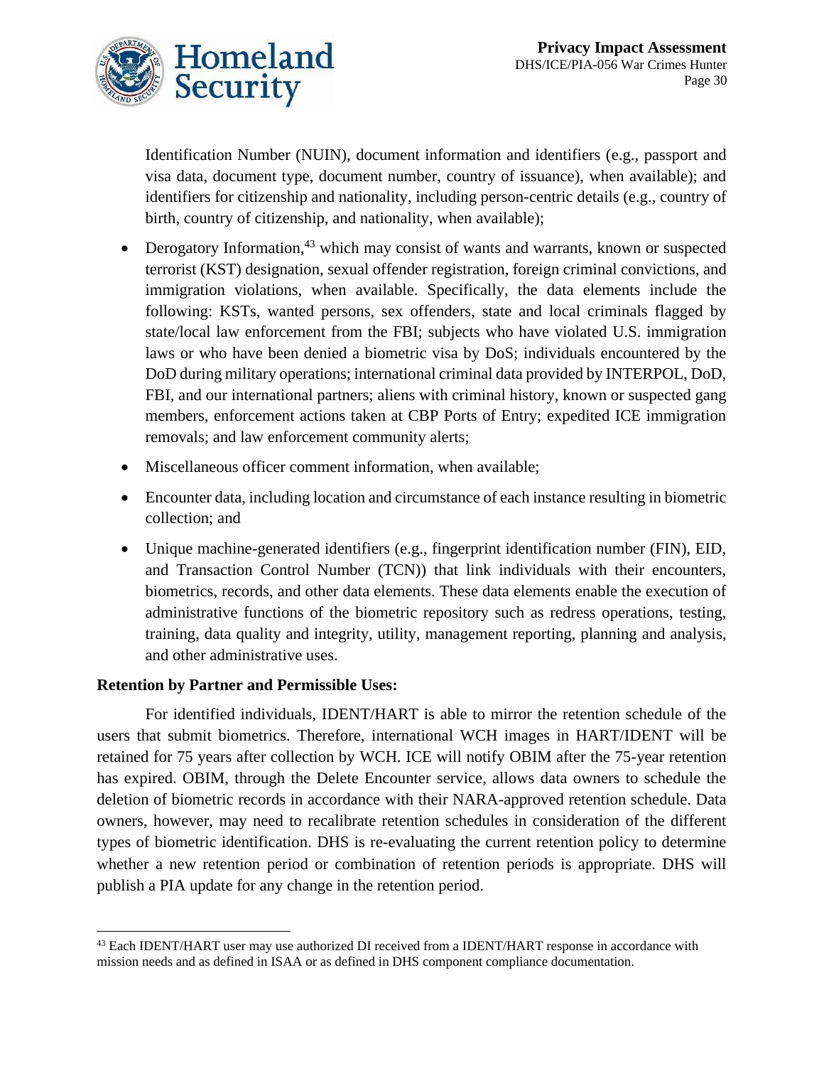Identification Number (NUIN), document information and identifiers (e.g., passport and visa data, document type, document number, country of issuance), when available); and identifiers for citizenship and nationality, including person-centric details (e.g., country of birth, country of citizenship, and nationality, when available);

- Derogatory Information,[43] which may consist of wants and warrants, known or suspected terrorist (KST) designation, sexual offender registration, foreign criminal convictions, and immigration violations, when available. Specifically, the data elements include the following: KSTs, wanted persons, sex offenders, state and local criminals flagged by state/local law enforcement from the FBI; subjects who have violated U.S. immigration laws or who have been denied a biometric visa by DoS; individuals encountered by the DoD during military operations; international criminal data provided by INTERPOL, DoD, FBI, and our international partners; aliens with criminal history, known or suspected gang members, enforcement actions taken at CBP Ports of Entry; expedited ICE immigration removals; and law enforcement community alerts;
- Miscellaneous officer comment information, when available;
- Encounter data, including location and circumstance of each instance resulting in biometric collection; and
- Unique machine-generated identifiers (e.g., fingerprint identification number (FIN), EID, and Transaction Control Number (TCN)) that link individuals with their encounters, biometrics, records, and other data elements. These data elements enable the execution of administrative functions of the biometric repository such as redress operations, testing, training, data quality and integrity, utility, management reporting, planning and analysis, and other administrative uses.

**Retention by Partner and Permissible Uses:**

For identified individuals, IDENT/HART is able to mirror the retention schedule of the users that submit biometrics. Therefore, international WCH images in HART/IDENT will be retained for 75 years after collection by WCH. ICE will notify OBIM after the 75-year retention has expired. OBIM, through the Delete Encounter service, allows data owners to schedule the deletion of biometric records in accordance with their NARA-approved retention schedule. Data owners, however, may need to recalibrate retention schedules in consideration of the different types of biometric identification. DHS is re-evaluating the current retention policy to determine whether a new retention period or combination of retention periods is appropriate. DHS will publish a PIA update for any change in the retention period.

[43] Each IDENT/HART user may use authorized DI received from a IDENT/HART response in accordance with mission needs and as defined in ISAA or as defined in DHS component compliance documentation.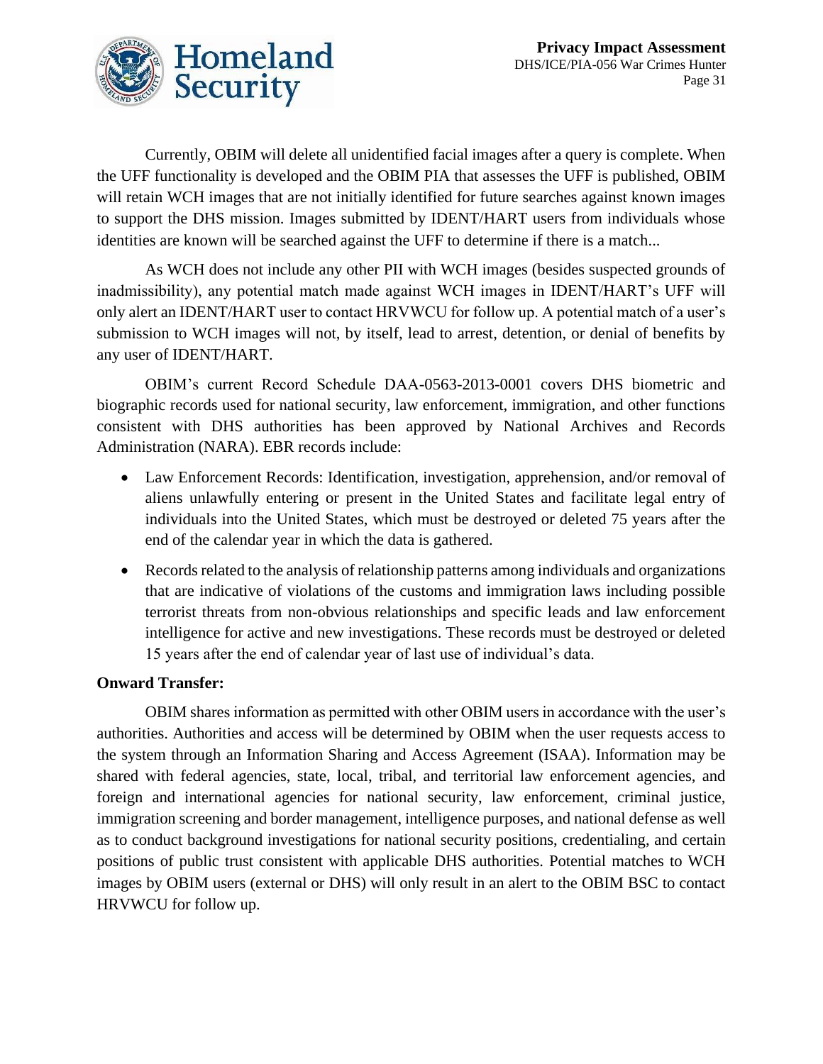Currently, OBIM will delete all unidentified facial images after a query is complete. When the UFF functionality is developed and the OBIM PIA that assesses the UFF is published, OBIM will retain WCH images that are not initially identified for future searches against known images to support the DHS mission. Images submitted by IDENT/HART users from individuals whose identities are known will be searched against the UFF to determine if there is a match...

As WCH does not include any other PII with WCH images (besides suspected grounds of inadmissibility), any potential match made against WCH images in IDENT/HART's UFF will only alert an IDENT/HART user to contact HRVWCU for follow up. A potential match of a user's submission to WCH images will not, by itself, lead to arrest, detention, or denial of benefits by any user of IDENT/HART.

OBIM's current Record Schedule DAA-0563-2013-0001 covers DHS biometric and biographic records used for national security, law enforcement, immigration, and other functions consistent with DHS authorities has been approved by National Archives and Records Administration (NARA). EBR records include:

- Law Enforcement Records: Identification, investigation, apprehension, and/or removal of aliens unlawfully entering or present in the United States and facilitate legal entry of individuals into the United States, which must be destroyed or deleted 75 years after the end of the calendar year in which the data is gathered.
- Records related to the analysis of relationship patterns among individuals and organizations that are indicative of violations of the customs and immigration laws including possible terrorist threats from non-obvious relationships and specific leads and law enforcement intelligence for active and new investigations. These records must be destroyed or deleted 15 years after the end of calendar year of last use of individual's data.

**Onward Transfer:**

OBIM shares information as permitted with other OBIM users in accordance with the user's authorities. Authorities and access will be determined by OBIM when the user requests access to the system through an Information Sharing and Access Agreement (ISAA). Information may be shared with federal agencies, state, local, tribal, and territorial law enforcement agencies, and foreign and international agencies for national security, law enforcement, criminal justice, immigration screening and border management, intelligence purposes, and national defense as well as to conduct background investigations for national security positions, credentialing, and certain positions of public trust consistent with applicable DHS authorities. Potential matches to WCH images by OBIM users (external or DHS) will only result in an alert to the OBIM BSC to contact HRVWCU for follow up.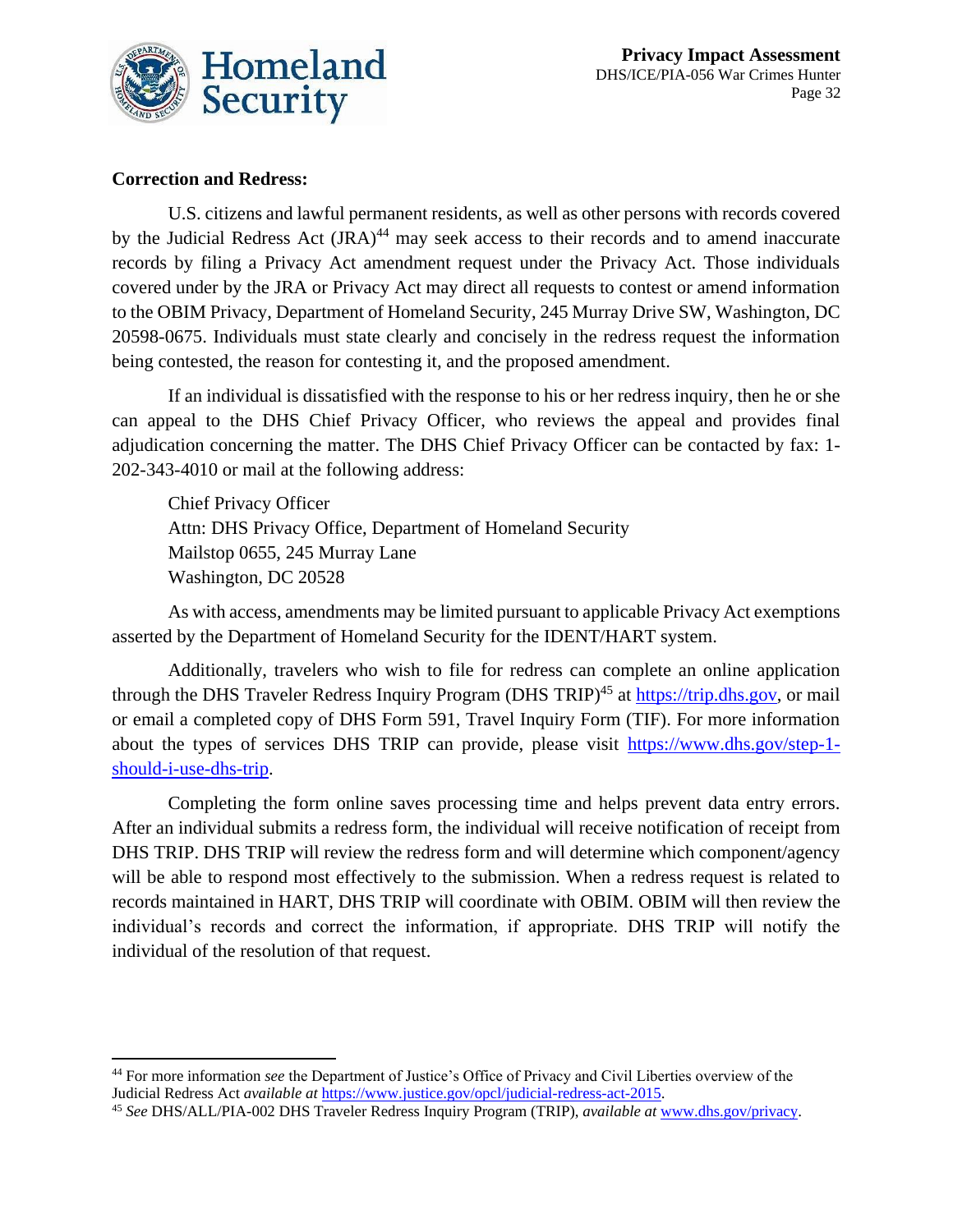**Correction and Redress:**

U.S. citizens and lawful permanent residents, as well as other persons with records covered by the Judicial Redress Act (JRA)[44] may seek access to their records and to amend inaccurate records by filing a Privacy Act amendment request under the Privacy Act. Those individuals covered under by the JRA or Privacy Act may direct all requests to contest or amend information to the OBIM Privacy, Department of Homeland Security, 245 Murray Drive SW, Washington, DC 20598-0675. Individuals must state clearly and concisely in the redress request the information being contested, the reason for contesting it, and the proposed amendment.

If an individual is dissatisfied with the response to his or her redress inquiry, then he or she can appeal to the DHS Chief Privacy Officer, who reviews the appeal and provides final adjudication concerning the matter. The DHS Chief Privacy Officer can be contacted by fax: 1-202-343-4010 or mail at the following address:

Chief Privacy Officer
Attn: DHS Privacy Office, Department of Homeland Security
Mailstop 0655, 245 Murray Lane
Washington, DC 20528

As with access, amendments may be limited pursuant to applicable Privacy Act exemptions asserted by the Department of Homeland Security for the IDENT/HART system.

Additionally, travelers who wish to file for redress can complete an online application through the DHS Traveler Redress Inquiry Program (DHS TRIP)[45] at https://trip.dhs.gov, or mail or email a completed copy of DHS Form 591, Travel Inquiry Form (TIF). For more information about the types of services DHS TRIP can provide, please visit https://www.dhs.gov/step-1-should-i-use-dhs-trip.

Completing the form online saves processing time and helps prevent data entry errors. After an individual submits a redress form, the individual will receive notification of receipt from DHS TRIP. DHS TRIP will review the redress form and will determine which component/agency will be able to respond most effectively to the submission. When a redress request is related to records maintained in HART, DHS TRIP will coordinate with OBIM. OBIM will then review the individual's records and correct the information, if appropriate. DHS TRIP will notify the individual of the resolution of that request.

---

[44] For more information *see* the Department of Justice's Office of Privacy and Civil Liberties overview of the Judicial Redress Act *available at* https://www.justice.gov/opcl/judicial-redress-act-2015.

[45] *See* DHS/ALL/PIA-002 DHS Traveler Redress Inquiry Program (TRIP), *available at* www.dhs.gov/privacy.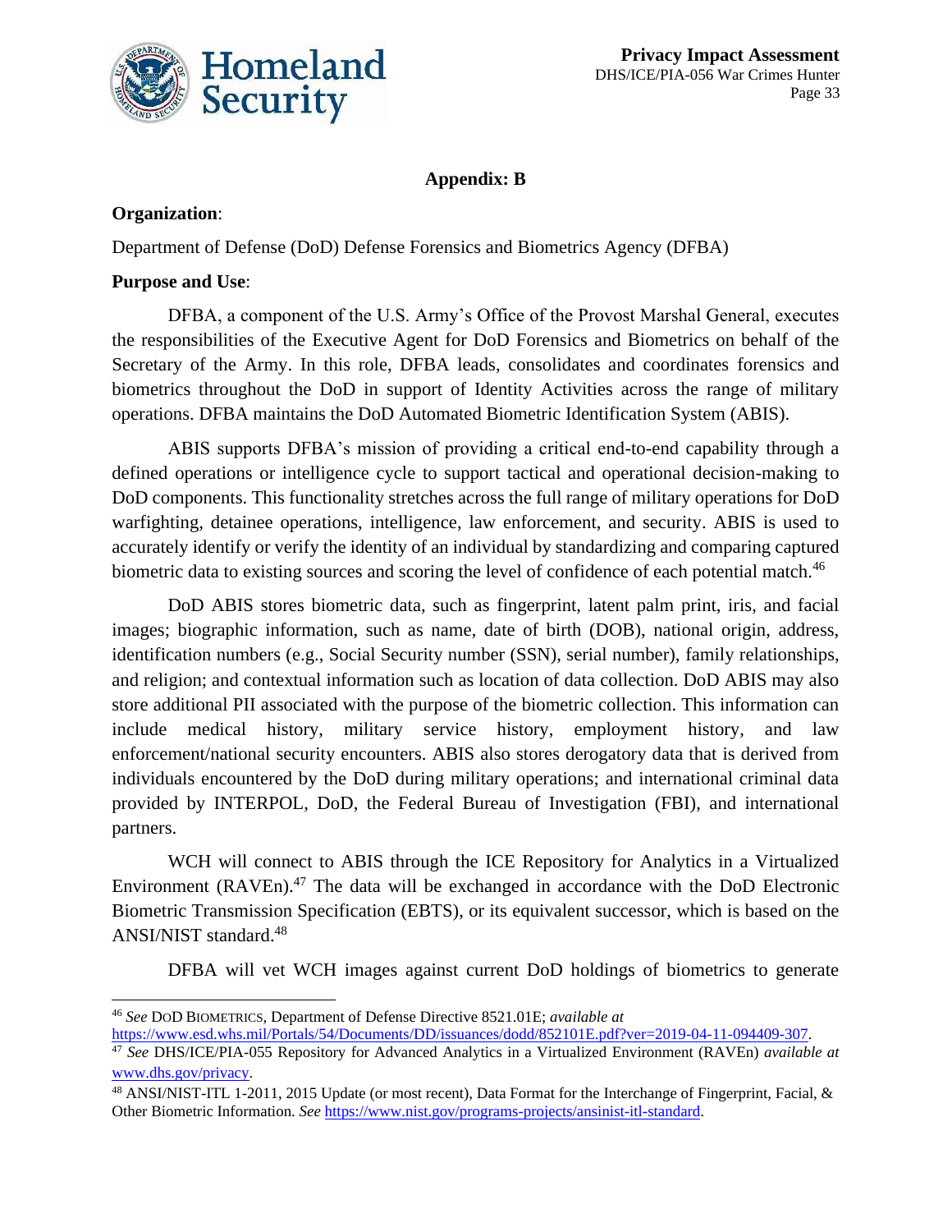## Appendix: B

**Organization**:

Department of Defense (DoD) Defense Forensics and Biometrics Agency (DFBA)

**Purpose and Use**:

DFBA, a component of the U.S. Army's Office of the Provost Marshal General, executes the responsibilities of the Executive Agent for DoD Forensics and Biometrics on behalf of the Secretary of the Army. In this role, DFBA leads, consolidates and coordinates forensics and biometrics throughout the DoD in support of Identity Activities across the range of military operations. DFBA maintains the DoD Automated Biometric Identification System (ABIS).

ABIS supports DFBA's mission of providing a critical end-to-end capability through a defined operations or intelligence cycle to support tactical and operational decision-making to DoD components. This functionality stretches across the full range of military operations for DoD warfighting, detainee operations, intelligence, law enforcement, and security. ABIS is used to accurately identify or verify the identity of an individual by standardizing and comparing captured biometric data to existing sources and scoring the level of confidence of each potential match.[46]

DoD ABIS stores biometric data, such as fingerprint, latent palm print, iris, and facial images; biographic information, such as name, date of birth (DOB), national origin, address, identification numbers (e.g., Social Security number (SSN), serial number), family relationships, and religion; and contextual information such as location of data collection. DoD ABIS may also store additional PII associated with the purpose of the biometric collection. This information can include medical history, military service history, employment history, and law enforcement/national security encounters. ABIS also stores derogatory data that is derived from individuals encountered by the DoD during military operations; and international criminal data provided by INTERPOL, DoD, the Federal Bureau of Investigation (FBI), and international partners.

WCH will connect to ABIS through the ICE Repository for Analytics in a Virtualized Environment (RAVEn).[47] The data will be exchanged in accordance with the DoD Electronic Biometric Transmission Specification (EBTS), or its equivalent successor, which is based on the ANSI/NIST standard.[48]

DFBA will vet WCH images against current DoD holdings of biometrics to generate

---

[46] *See* DoD Biometrics, Department of Defense Directive 8521.01E; *available at* https://www.esd.whs.mil/Portals/54/Documents/DD/issuances/dodd/852101E.pdf?ver=2019-04-11-094409-307.

[47] *See* DHS/ICE/PIA-055 Repository for Advanced Analytics in a Virtualized Environment (RAVEn) *available at* www.dhs.gov/privacy.

[48] ANSI/NIST-ITL 1-2011, 2015 Update (or most recent), Data Format for the Interchange of Fingerprint, Facial, & Other Biometric Information. *See* https://www.nist.gov/programs-projects/ansinist-itl-standard.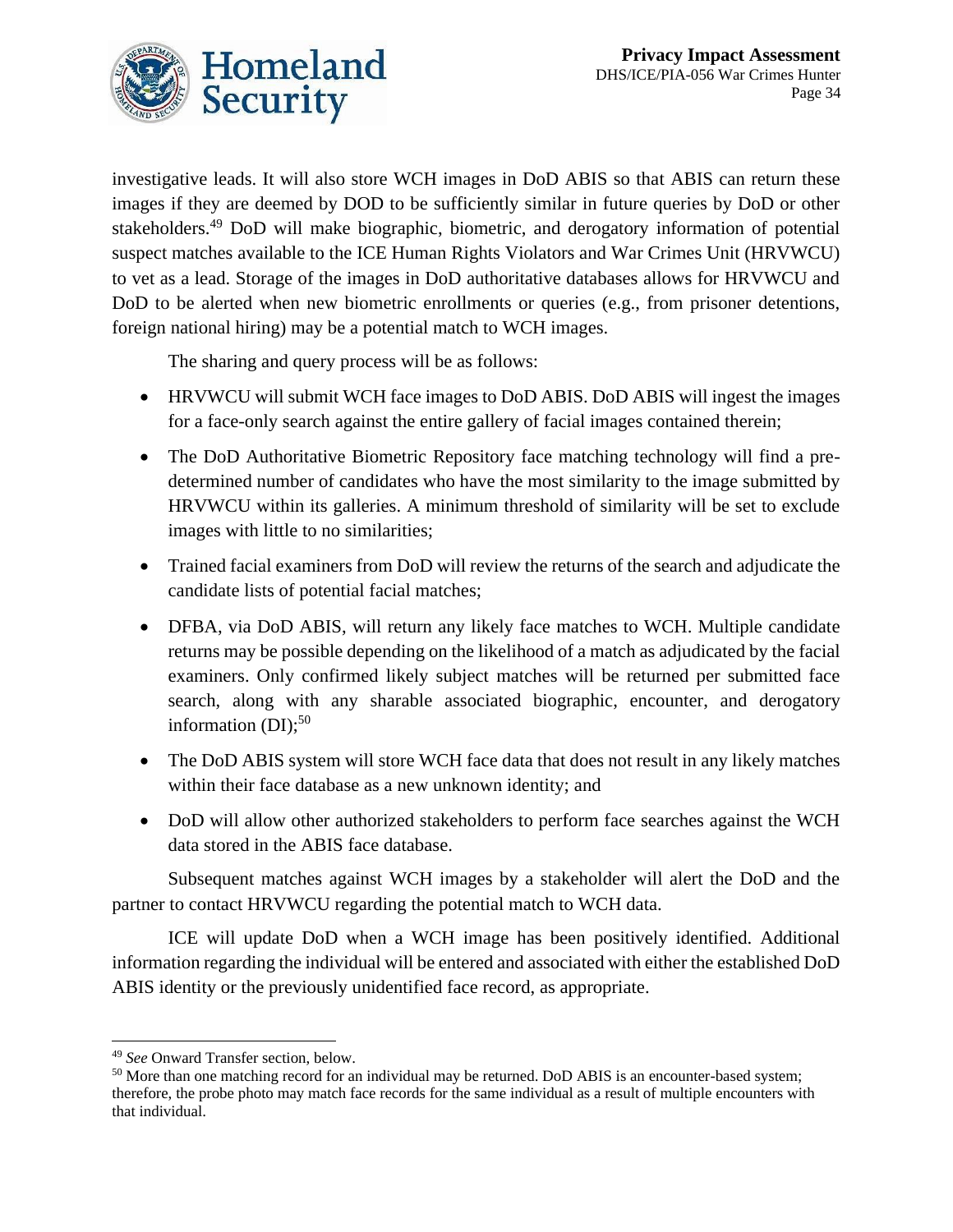investigative leads. It will also store WCH images in DoD ABIS so that ABIS can return these images if they are deemed by DOD to be sufficiently similar in future queries by DoD or other stakeholders.[49] DoD will make biographic, biometric, and derogatory information of potential suspect matches available to the ICE Human Rights Violators and War Crimes Unit (HRVWCU) to vet as a lead. Storage of the images in DoD authoritative databases allows for HRVWCU and DoD to be alerted when new biometric enrollments or queries (e.g., from prisoner detentions, foreign national hiring) may be a potential match to WCH images.

The sharing and query process will be as follows:

- HRVWCU will submit WCH face images to DoD ABIS. DoD ABIS will ingest the images for a face-only search against the entire gallery of facial images contained therein;
- The DoD Authoritative Biometric Repository face matching technology will find a pre-determined number of candidates who have the most similarity to the image submitted by HRVWCU within its galleries. A minimum threshold of similarity will be set to exclude images with little to no similarities;
- Trained facial examiners from DoD will review the returns of the search and adjudicate the candidate lists of potential facial matches;
- DFBA, via DoD ABIS, will return any likely face matches to WCH. Multiple candidate returns may be possible depending on the likelihood of a match as adjudicated by the facial examiners. Only confirmed likely subject matches will be returned per submitted face search, along with any sharable associated biographic, encounter, and derogatory information (DI);[50]
- The DoD ABIS system will store WCH face data that does not result in any likely matches within their face database as a new unknown identity; and
- DoD will allow other authorized stakeholders to perform face searches against the WCH data stored in the ABIS face database.

Subsequent matches against WCH images by a stakeholder will alert the DoD and the partner to contact HRVWCU regarding the potential match to WCH data.

ICE will update DoD when a WCH image has been positively identified. Additional information regarding the individual will be entered and associated with either the established DoD ABIS identity or the previously unidentified face record, as appropriate.

---

[49] *See* Onward Transfer section, below.

[50] More than one matching record for an individual may be returned. DoD ABIS is an encounter-based system; therefore, the probe photo may match face records for the same individual as a result of multiple encounters with that individual.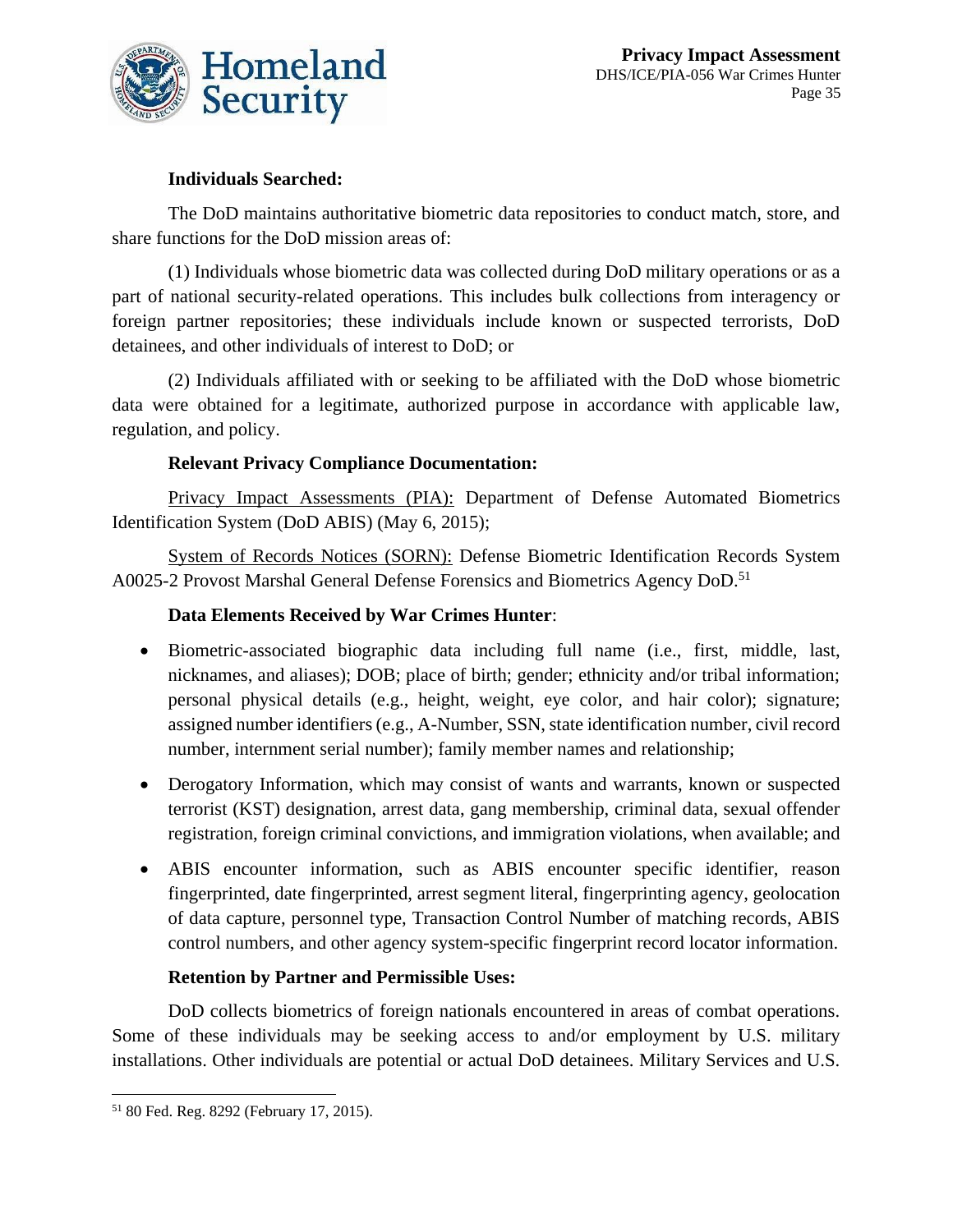**Individuals Searched:**

The DoD maintains authoritative biometric data repositories to conduct match, store, and share functions for the DoD mission areas of:

(1) Individuals whose biometric data was collected during DoD military operations or as a part of national security-related operations. This includes bulk collections from interagency or foreign partner repositories; these individuals include known or suspected terrorists, DoD detainees, and other individuals of interest to DoD; or

(2) Individuals affiliated with or seeking to be affiliated with the DoD whose biometric data were obtained for a legitimate, authorized purpose in accordance with applicable law, regulation, and policy.

**Relevant Privacy Compliance Documentation:**

Privacy Impact Assessments (PIA): Department of Defense Automated Biometrics Identification System (DoD ABIS) (May 6, 2015);

System of Records Notices (SORN): Defense Biometric Identification Records System A0025-2 Provost Marshal General Defense Forensics and Biometrics Agency DoD.[51]

**Data Elements Received by War Crimes Hunter**:

- Biometric-associated biographic data including full name (i.e., first, middle, last, nicknames, and aliases); DOB; place of birth; gender; ethnicity and/or tribal information; personal physical details (e.g., height, weight, eye color, and hair color); signature; assigned number identifiers (e.g., A-Number, SSN, state identification number, civil record number, internment serial number); family member names and relationship;
- Derogatory Information, which may consist of wants and warrants, known or suspected terrorist (KST) designation, arrest data, gang membership, criminal data, sexual offender registration, foreign criminal convictions, and immigration violations, when available; and
- ABIS encounter information, such as ABIS encounter specific identifier, reason fingerprinted, date fingerprinted, arrest segment literal, fingerprinting agency, geolocation of data capture, personnel type, Transaction Control Number of matching records, ABIS control numbers, and other agency system-specific fingerprint record locator information.

**Retention by Partner and Permissible Uses:**

DoD collects biometrics of foreign nationals encountered in areas of combat operations. Some of these individuals may be seeking access to and/or employment by U.S. military installations. Other individuals are potential or actual DoD detainees. Military Services and U.S.

[51] 80 Fed. Reg. 8292 (February 17, 2015).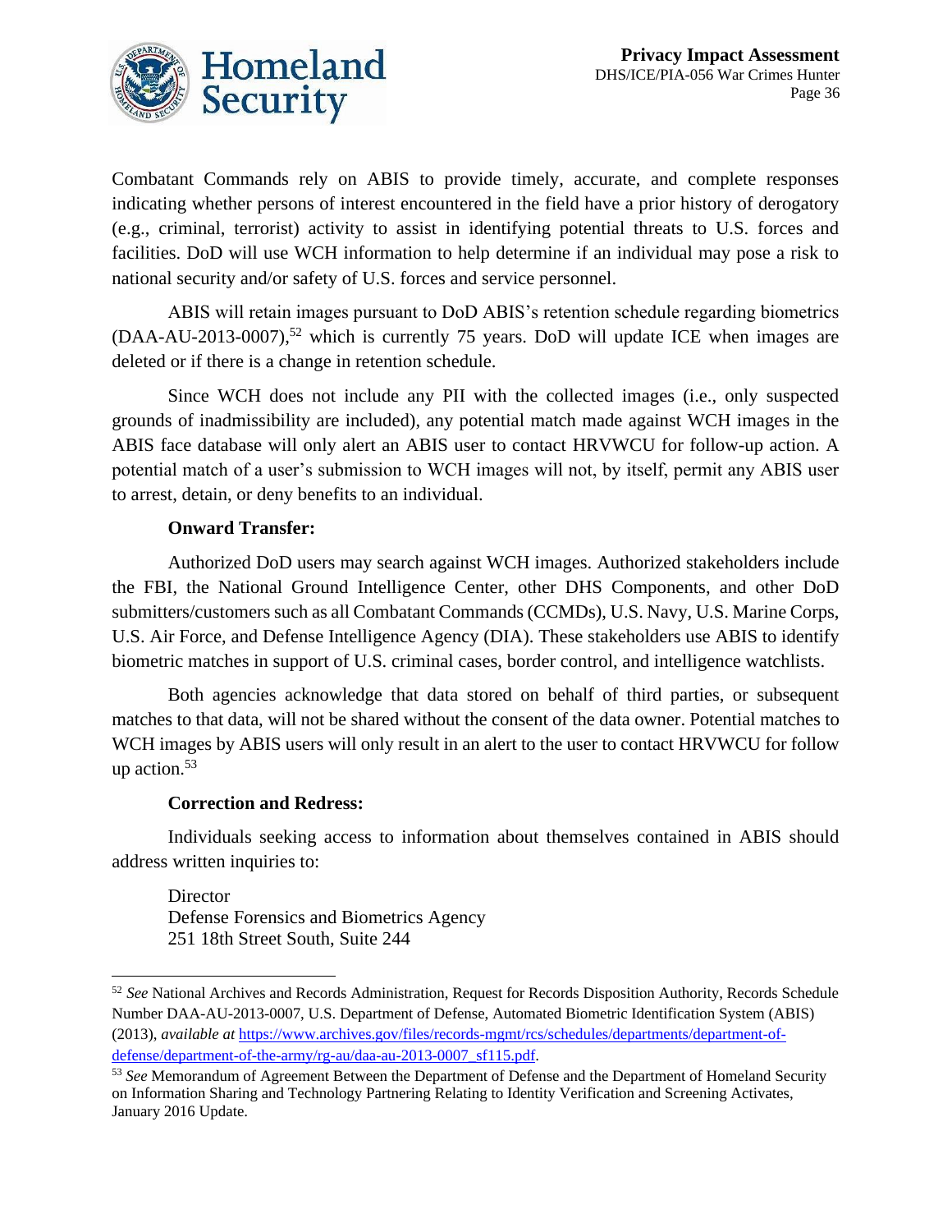Combatant Commands rely on ABIS to provide timely, accurate, and complete responses indicating whether persons of interest encountered in the field have a prior history of derogatory (e.g., criminal, terrorist) activity to assist in identifying potential threats to U.S. forces and facilities. DoD will use WCH information to help determine if an individual may pose a risk to national security and/or safety of U.S. forces and service personnel.

ABIS will retain images pursuant to DoD ABIS's retention schedule regarding biometrics (DAA-AU-2013-0007),[52] which is currently 75 years. DoD will update ICE when images are deleted or if there is a change in retention schedule.

Since WCH does not include any PII with the collected images (i.e., only suspected grounds of inadmissibility are included), any potential match made against WCH images in the ABIS face database will only alert an ABIS user to contact HRVWCU for follow-up action. A potential match of a user's submission to WCH images will not, by itself, permit any ABIS user to arrest, detain, or deny benefits to an individual.

**Onward Transfer:**

Authorized DoD users may search against WCH images. Authorized stakeholders include the FBI, the National Ground Intelligence Center, other DHS Components, and other DoD submitters/customers such as all Combatant Commands (CCMDs), U.S. Navy, U.S. Marine Corps, U.S. Air Force, and Defense Intelligence Agency (DIA). These stakeholders use ABIS to identify biometric matches in support of U.S. criminal cases, border control, and intelligence watchlists.

Both agencies acknowledge that data stored on behalf of third parties, or subsequent matches to that data, will not be shared without the consent of the data owner. Potential matches to WCH images by ABIS users will only result in an alert to the user to contact HRVWCU for follow up action.[53]

**Correction and Redress:**

Individuals seeking access to information about themselves contained in ABIS should address written inquiries to:

Director
Defense Forensics and Biometrics Agency
251 18th Street South, Suite 244

---

[52] *See* National Archives and Records Administration, Request for Records Disposition Authority, Records Schedule Number DAA-AU-2013-0007, U.S. Department of Defense, Automated Biometric Identification System (ABIS) (2013), *available at* https://www.archives.gov/files/records-mgmt/rcs/schedules/departments/department-of-defense/department-of-the-army/rg-au/daa-au-2013-0007_sf115.pdf.

[53] *See* Memorandum of Agreement Between the Department of Defense and the Department of Homeland Security on Information Sharing and Technology Partnering Relating to Identity Verification and Screening Activates, January 2016 Update.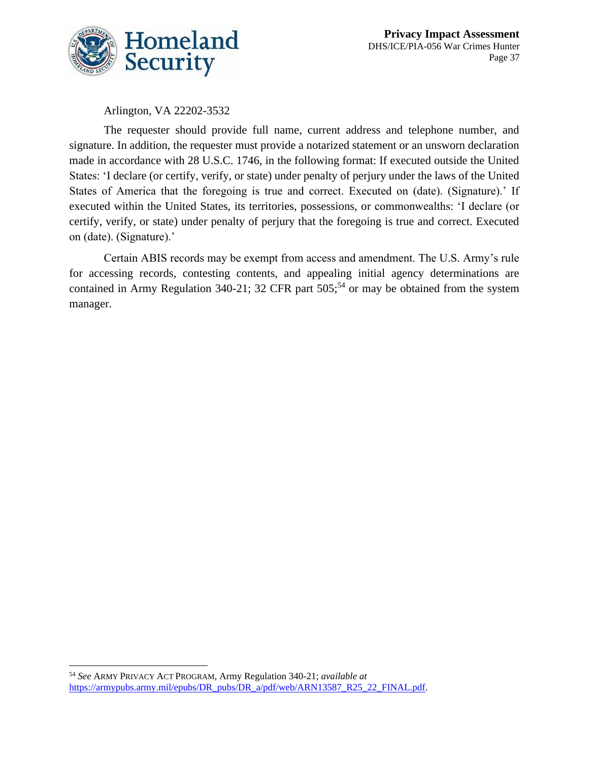Arlington, VA 22202-3532

The requester should provide full name, current address and telephone number, and signature. In addition, the requester must provide a notarized statement or an unsworn declaration made in accordance with 28 U.S.C. 1746, in the following format: If executed outside the United States: 'I declare (or certify, verify, or state) under penalty of perjury under the laws of the United States of America that the foregoing is true and correct. Executed on (date). (Signature).' If executed within the United States, its territories, possessions, or commonwealths: 'I declare (or certify, verify, or state) under penalty of perjury that the foregoing is true and correct. Executed on (date). (Signature).'

Certain ABIS records may be exempt from access and amendment. The U.S. Army's rule for accessing records, contesting contents, and appealing initial agency determinations are contained in Army Regulation 340-21; 32 CFR part 505;[54] or may be obtained from the system manager.

---

[54] *See* ARMY PRIVACY ACT PROGRAM, Army Regulation 340-21; *available at* https://armypubs.army.mil/epubs/DR_pubs/DR_a/pdf/web/ARN13587_R25_22_FINAL.pdf.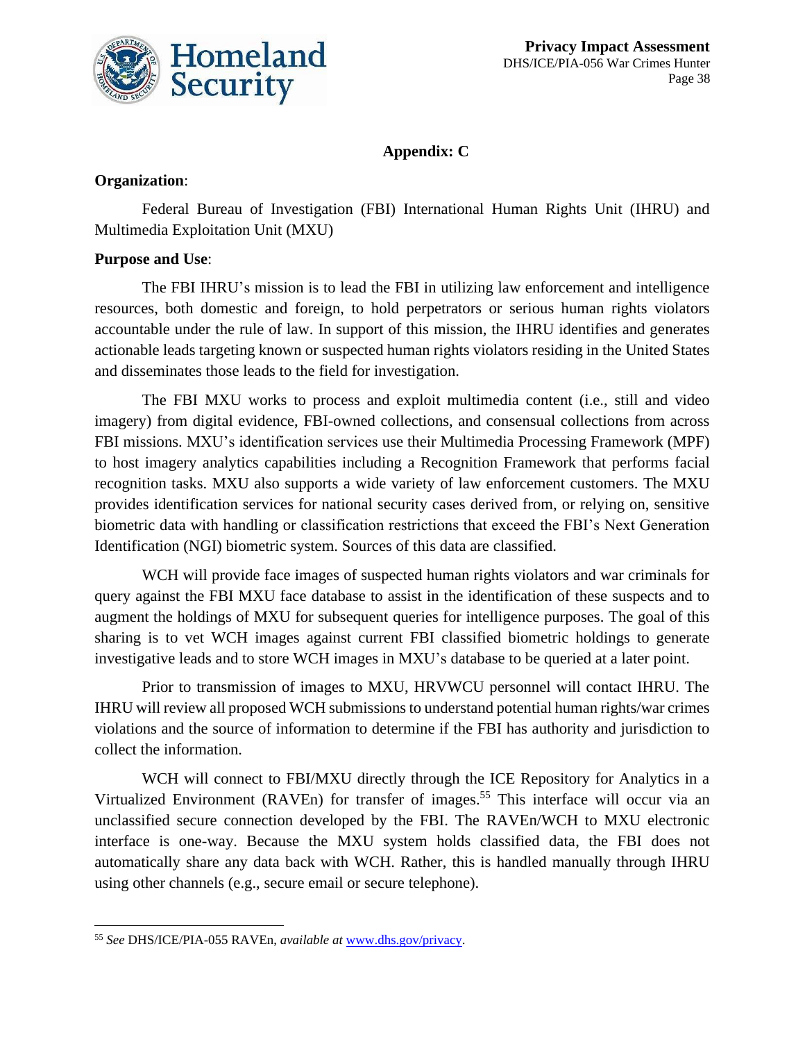## Appendix: C

**Organization**:

Federal Bureau of Investigation (FBI) International Human Rights Unit (IHRU) and Multimedia Exploitation Unit (MXU)

**Purpose and Use**:

The FBI IHRU's mission is to lead the FBI in utilizing law enforcement and intelligence resources, both domestic and foreign, to hold perpetrators or serious human rights violators accountable under the rule of law. In support of this mission, the IHRU identifies and generates actionable leads targeting known or suspected human rights violators residing in the United States and disseminates those leads to the field for investigation.

The FBI MXU works to process and exploit multimedia content (i.e., still and video imagery) from digital evidence, FBI-owned collections, and consensual collections from across FBI missions. MXU's identification services use their Multimedia Processing Framework (MPF) to host imagery analytics capabilities including a Recognition Framework that performs facial recognition tasks. MXU also supports a wide variety of law enforcement customers. The MXU provides identification services for national security cases derived from, or relying on, sensitive biometric data with handling or classification restrictions that exceed the FBI's Next Generation Identification (NGI) biometric system. Sources of this data are classified.

WCH will provide face images of suspected human rights violators and war criminals for query against the FBI MXU face database to assist in the identification of these suspects and to augment the holdings of MXU for subsequent queries for intelligence purposes. The goal of this sharing is to vet WCH images against current FBI classified biometric holdings to generate investigative leads and to store WCH images in MXU's database to be queried at a later point.

Prior to transmission of images to MXU, HRVWCU personnel will contact IHRU. The IHRU will review all proposed WCH submissions to understand potential human rights/war crimes violations and the source of information to determine if the FBI has authority and jurisdiction to collect the information.

WCH will connect to FBI/MXU directly through the ICE Repository for Analytics in a Virtualized Environment (RAVEn) for transfer of images.[55] This interface will occur via an unclassified secure connection developed by the FBI. The RAVEn/WCH to MXU electronic interface is one-way. Because the MXU system holds classified data, the FBI does not automatically share any data back with WCH. Rather, this is handled manually through IHRU using other channels (e.g., secure email or secure telephone).

[55] *See* DHS/ICE/PIA-055 RAVEn, *available at* www.dhs.gov/privacy.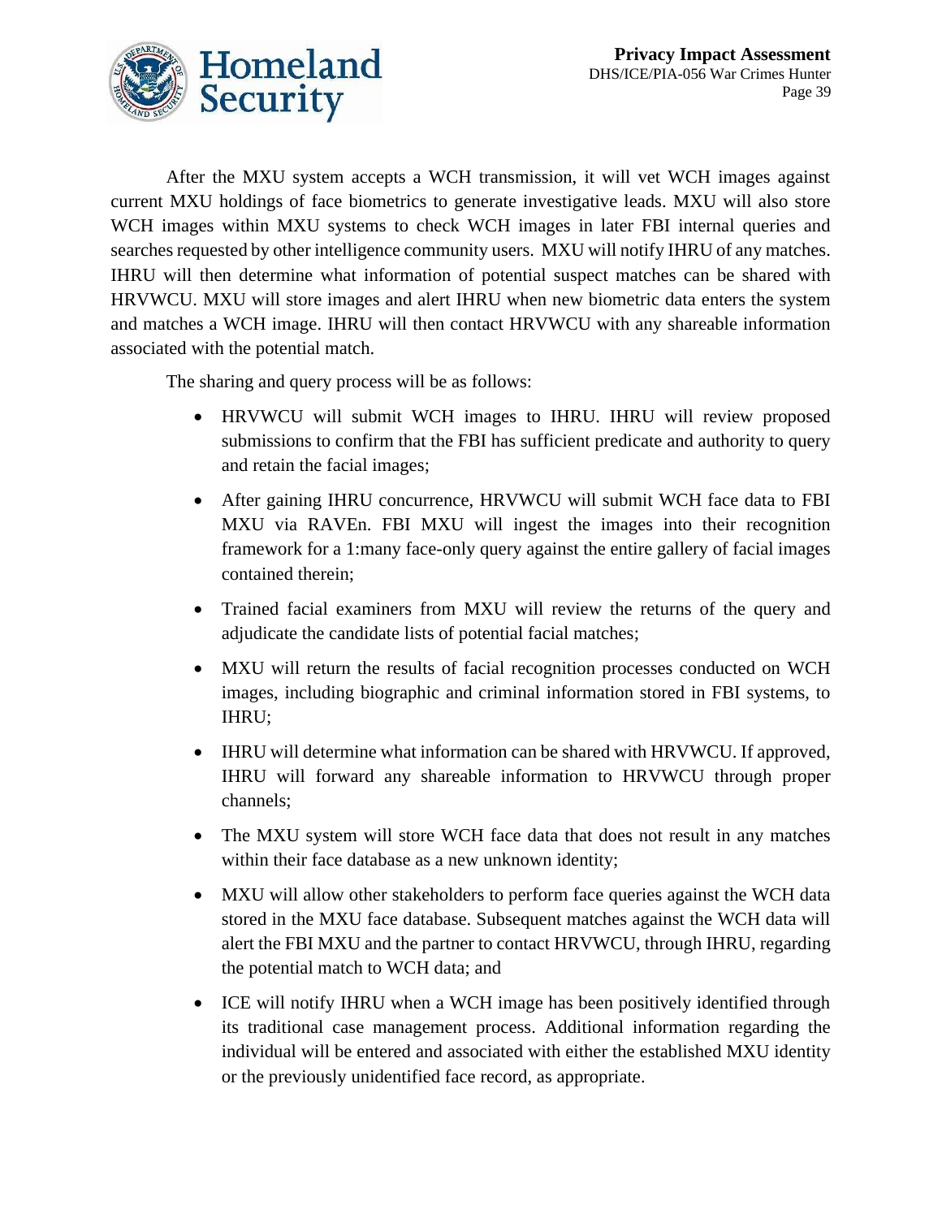After the MXU system accepts a WCH transmission, it will vet WCH images against current MXU holdings of face biometrics to generate investigative leads. MXU will also store WCH images within MXU systems to check WCH images in later FBI internal queries and searches requested by other intelligence community users. MXU will notify IHRU of any matches. IHRU will then determine what information of potential suspect matches can be shared with HRVWCU. MXU will store images and alert IHRU when new biometric data enters the system and matches a WCH image. IHRU will then contact HRVWCU with any shareable information associated with the potential match.

The sharing and query process will be as follows:

- HRVWCU will submit WCH images to IHRU. IHRU will review proposed submissions to confirm that the FBI has sufficient predicate and authority to query and retain the facial images;
- After gaining IHRU concurrence, HRVWCU will submit WCH face data to FBI MXU via RAVEn. FBI MXU will ingest the images into their recognition framework for a 1:many face-only query against the entire gallery of facial images contained therein;
- Trained facial examiners from MXU will review the returns of the query and adjudicate the candidate lists of potential facial matches;
- MXU will return the results of facial recognition processes conducted on WCH images, including biographic and criminal information stored in FBI systems, to IHRU;
- IHRU will determine what information can be shared with HRVWCU. If approved, IHRU will forward any shareable information to HRVWCU through proper channels;
- The MXU system will store WCH face data that does not result in any matches within their face database as a new unknown identity;
- MXU will allow other stakeholders to perform face queries against the WCH data stored in the MXU face database. Subsequent matches against the WCH data will alert the FBI MXU and the partner to contact HRVWCU, through IHRU, regarding the potential match to WCH data; and
- ICE will notify IHRU when a WCH image has been positively identified through its traditional case management process. Additional information regarding the individual will be entered and associated with either the established MXU identity or the previously unidentified face record, as appropriate.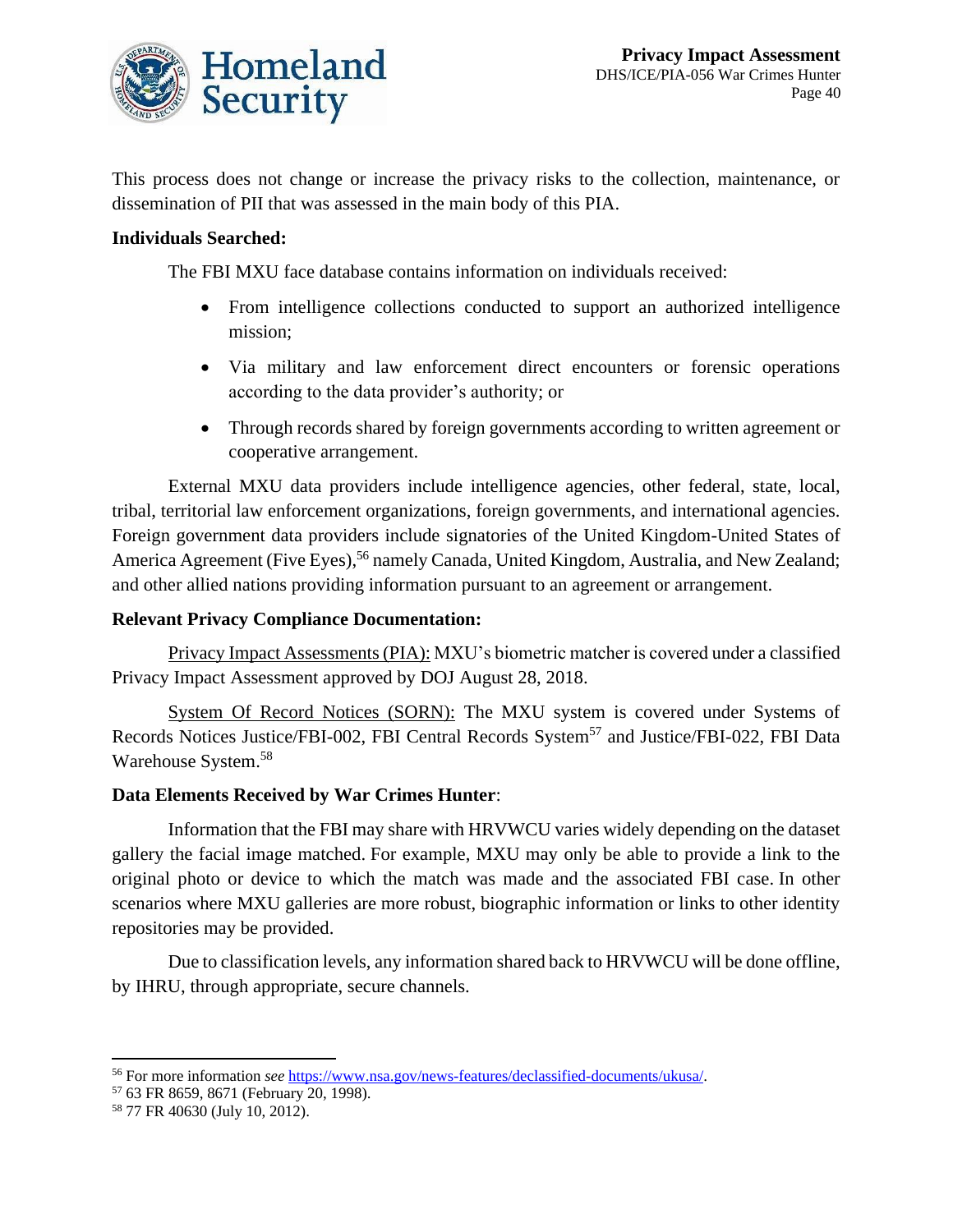This process does not change or increase the privacy risks to the collection, maintenance, or dissemination of PII that was assessed in the main body of this PIA.

**Individuals Searched:**

The FBI MXU face database contains information on individuals received:

- From intelligence collections conducted to support an authorized intelligence mission;
- Via military and law enforcement direct encounters or forensic operations according to the data provider's authority; or
- Through records shared by foreign governments according to written agreement or cooperative arrangement.

External MXU data providers include intelligence agencies, other federal, state, local, tribal, territorial law enforcement organizations, foreign governments, and international agencies. Foreign government data providers include signatories of the United Kingdom-United States of America Agreement (Five Eyes),[56] namely Canada, United Kingdom, Australia, and New Zealand; and other allied nations providing information pursuant to an agreement or arrangement.

**Relevant Privacy Compliance Documentation:**

Privacy Impact Assessments (PIA): MXU's biometric matcher is covered under a classified Privacy Impact Assessment approved by DOJ August 28, 2018.

System Of Record Notices (SORN): The MXU system is covered under Systems of Records Notices Justice/FBI-002, FBI Central Records System[57] and Justice/FBI-022, FBI Data Warehouse System.[58]

**Data Elements Received by War Crimes Hunter**:

Information that the FBI may share with HRVWCU varies widely depending on the dataset gallery the facial image matched. For example, MXU may only be able to provide a link to the original photo or device to which the match was made and the associated FBI case. In other scenarios where MXU galleries are more robust, biographic information or links to other identity repositories may be provided.

Due to classification levels, any information shared back to HRVWCU will be done offline, by IHRU, through appropriate, secure channels.

---

[56] For more information *see* https://www.nsa.gov/news-features/declassified-documents/ukusa/.

[57] 63 FR 8659, 8671 (February 20, 1998).

[58] 77 FR 40630 (July 10, 2012).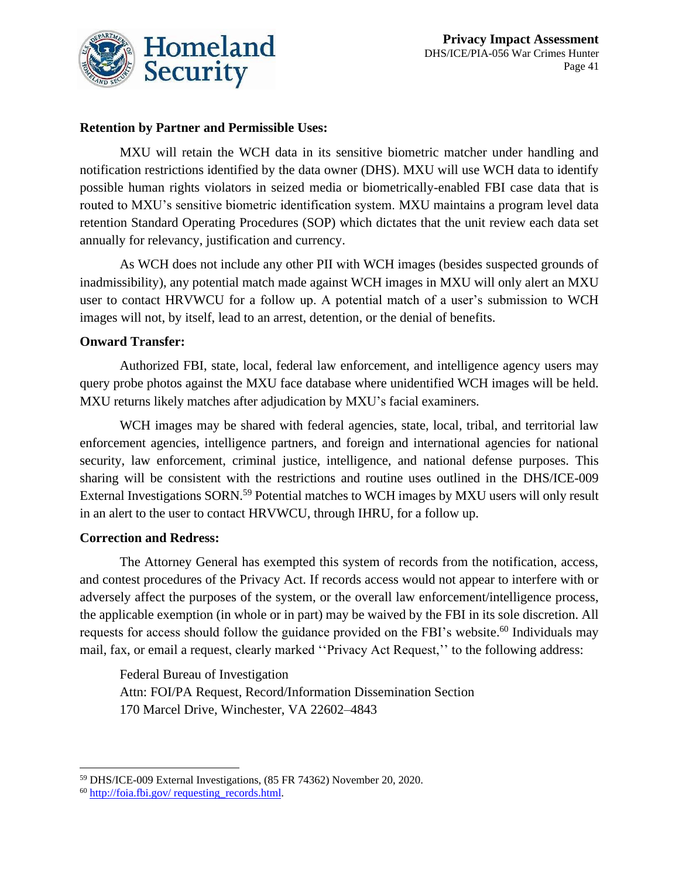**Retention by Partner and Permissible Uses:**

MXU will retain the WCH data in its sensitive biometric matcher under handling and notification restrictions identified by the data owner (DHS). MXU will use WCH data to identify possible human rights violators in seized media or biometrically-enabled FBI case data that is routed to MXU's sensitive biometric identification system. MXU maintains a program level data retention Standard Operating Procedures (SOP) which dictates that the unit review each data set annually for relevancy, justification and currency.

As WCH does not include any other PII with WCH images (besides suspected grounds of inadmissibility), any potential match made against WCH images in MXU will only alert an MXU user to contact HRVWCU for a follow up. A potential match of a user's submission to WCH images will not, by itself, lead to an arrest, detention, or the denial of benefits.

**Onward Transfer:**

Authorized FBI, state, local, federal law enforcement, and intelligence agency users may query probe photos against the MXU face database where unidentified WCH images will be held. MXU returns likely matches after adjudication by MXU's facial examiners.

WCH images may be shared with federal agencies, state, local, tribal, and territorial law enforcement agencies, intelligence partners, and foreign and international agencies for national security, law enforcement, criminal justice, intelligence, and national defense purposes. This sharing will be consistent with the restrictions and routine uses outlined in the DHS/ICE-009 External Investigations SORN.[59] Potential matches to WCH images by MXU users will only result in an alert to the user to contact HRVWCU, through IHRU, for a follow up.

**Correction and Redress:**

The Attorney General has exempted this system of records from the notification, access, and contest procedures of the Privacy Act. If records access would not appear to interfere with or adversely affect the purposes of the system, or the overall law enforcement/intelligence process, the applicable exemption (in whole or in part) may be waived by the FBI in its sole discretion. All requests for access should follow the guidance provided on the FBI's website.[60] Individuals may mail, fax, or email a request, clearly marked ''Privacy Act Request,'' to the following address:

Federal Bureau of Investigation
Attn: FOI/PA Request, Record/Information Dissemination Section
170 Marcel Drive, Winchester, VA 22602–4843

---

[59] DHS/ICE-009 External Investigations, (85 FR 74362) November 20, 2020.

[60] http://foia.fbi.gov/ requesting_records.html.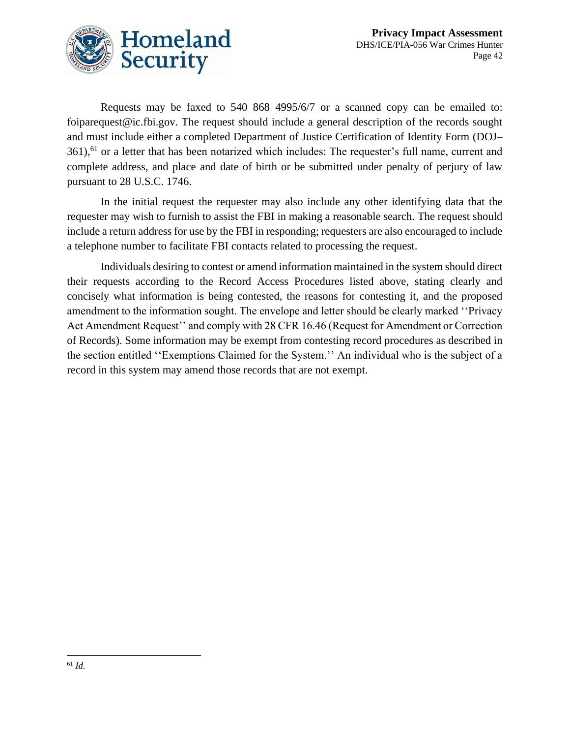Requests may be faxed to 540–868–4995/6/7 or a scanned copy can be emailed to: foiparequest@ic.fbi.gov. The request should include a general description of the records sought and must include either a completed Department of Justice Certification of Identity Form (DOJ–361),[61] or a letter that has been notarized which includes: The requester's full name, current and complete address, and place and date of birth or be submitted under penalty of perjury of law pursuant to 28 U.S.C. 1746.

In the initial request the requester may also include any other identifying data that the requester may wish to furnish to assist the FBI in making a reasonable search. The request should include a return address for use by the FBI in responding; requesters are also encouraged to include a telephone number to facilitate FBI contacts related to processing the request.

Individuals desiring to contest or amend information maintained in the system should direct their requests according to the Record Access Procedures listed above, stating clearly and concisely what information is being contested, the reasons for contesting it, and the proposed amendment to the information sought. The envelope and letter should be clearly marked ''Privacy Act Amendment Request'' and comply with 28 CFR 16.46 (Request for Amendment or Correction of Records). Some information may be exempt from contesting record procedures as described in the section entitled ''Exemptions Claimed for the System.'' An individual who is the subject of a record in this system may amend those records that are not exempt.

---

[61] *Id.*